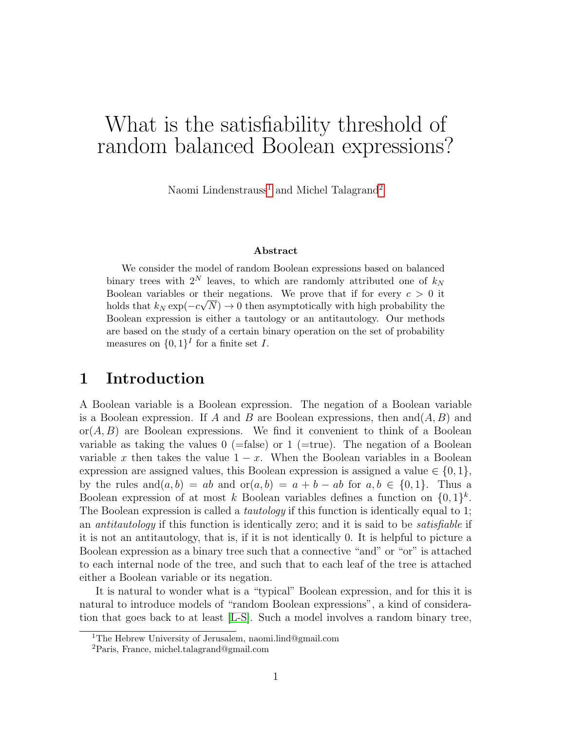# What is the satisfiability threshold of random balanced Boolean expressions?

Naomi Lindenstrauss[1] and Michel Talagrand[2]

### Abstract

We consider the model of random Boolean expressions based on balanced binary trees with $2^N$ leaves, to which are randomly attributed one of $k_N$ Boolean variables or their negations. We prove that if for every $c > 0$ it holds that $k_N \exp(-c\sqrt{N}) \to 0$ then asymptotically with high probability the Boolean expression is either a tautology or an antitautology. Our methods are based on the study of a certain binary operation on the set of probability measures on $\{0,1\}^I$ for a finite set $I$.

## 1 Introduction

A Boolean variable is a Boolean expression. The negation of a Boolean variable is a Boolean expression. If $A$ and $B$ are Boolean expressions, then and$(A, B)$ and or$(A, B)$ are Boolean expressions. We find it convenient to think of a Boolean variable as taking the values 0 (=false) or 1 (=true). The negation of a Boolean variable $x$ then takes the value $1 - x$. When the Boolean variables in a Boolean expression are assigned values, this Boolean expression is assigned a value $\in \{0, 1\}$, by the rules and$(a, b) = ab$ and or$(a, b) = a + b - ab$ for $a, b \in \{0, 1\}$. Thus a Boolean expression of at most $k$ Boolean variables defines a function on $\{0, 1\}^k$. The Boolean expression is called a *tautology* if this function is identically equal to 1; an *antitautology* if this function is identically zero; and it is said to be *satisfiable* if it is not an antitautology, that is, if it is not identically 0. It is helpful to picture a Boolean expression as a binary tree such that a connective "and" or "or" is attached to each internal node of the tree, and such that to each leaf of the tree is attached either a Boolean variable or its negation.

It is natural to wonder what is a "typical" Boolean expression, and for this it is natural to introduce models of "random Boolean expressions", a kind of consideration that goes back to at least [L-S]. Such a model involves a random binary tree,

[1] The Hebrew University of Jerusalem, naomi.lind@gmail.com

[2] Paris, France, michel.talagrand@gmail.com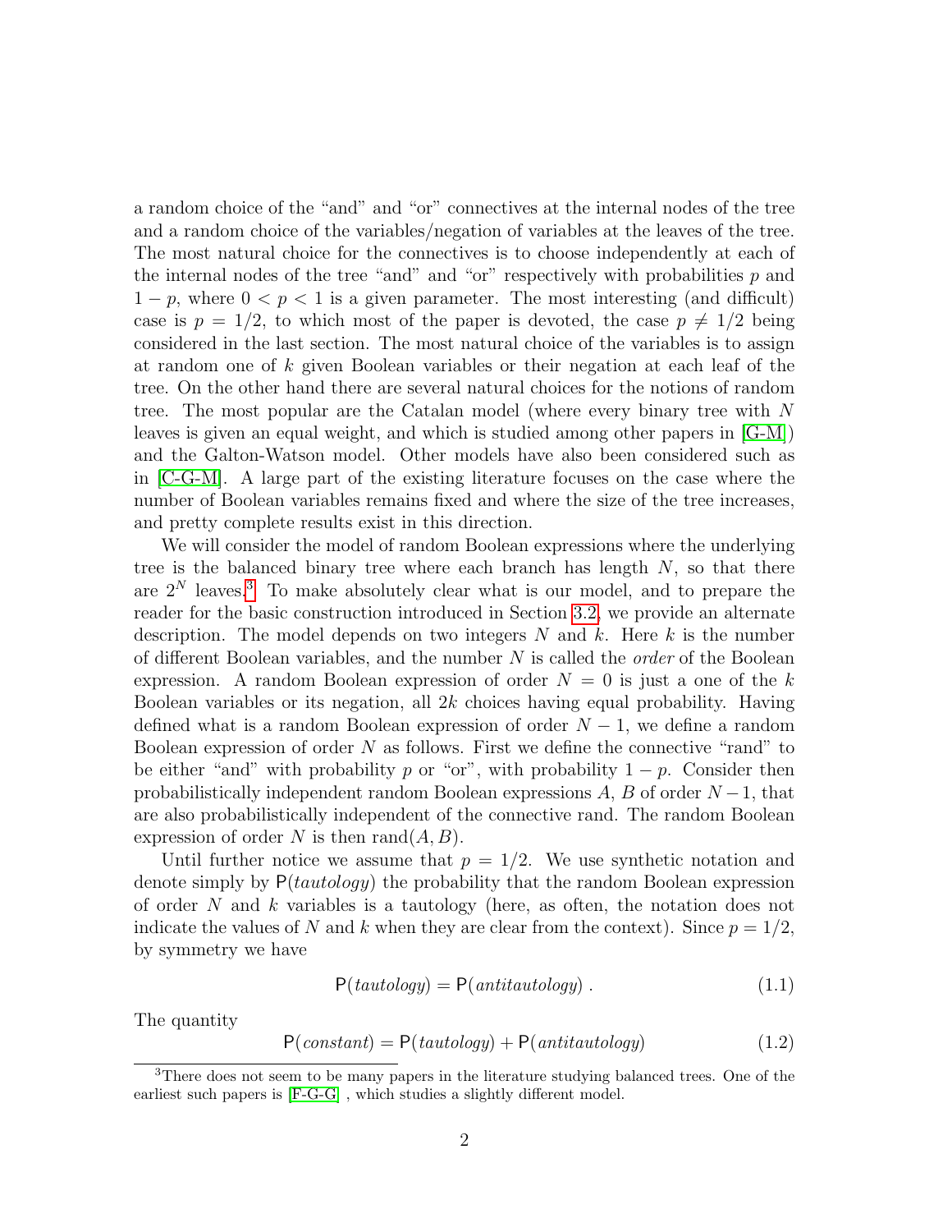a random choice of the "and" and "or" connectives at the internal nodes of the tree and a random choice of the variables/negation of variables at the leaves of the tree. The most natural choice for the connectives is to choose independently at each of the internal nodes of the tree "and" and "or" respectively with probabilities $p$ and $1-p$, where $0 < p < 1$ is a given parameter. The most interesting (and difficult) case is $p = 1/2$, to which most of the paper is devoted, the case $p \neq 1/2$ being considered in the last section. The most natural choice of the variables is to assign at random one of $k$ given Boolean variables or their negation at each leaf of the tree. On the other hand there are several natural choices for the notions of random tree. The most popular are the Catalan model (where every binary tree with $N$ leaves is given an equal weight, and which is studied among other papers in [G-M]) and the Galton-Watson model. Other models have also been considered such as in [C-G-M]. A large part of the existing literature focuses on the case where the number of Boolean variables remains fixed and where the size of the tree increases, and pretty complete results exist in this direction.

We will consider the model of random Boolean expressions where the underlying tree is the balanced binary tree where each branch has length $N$, so that there are $2^N$ leaves.[3] To make absolutely clear what is our model, and to prepare the reader for the basic construction introduced in Section 3.2, we provide an alternate description. The model depends on two integers $N$ and $k$. Here $k$ is the number of different Boolean variables, and the number $N$ is called the *order* of the Boolean expression. A random Boolean expression of order $N = 0$ is just a one of the $k$ Boolean variables or its negation, all $2k$ choices having equal probability. Having defined what is a random Boolean expression of order $N-1$, we define a random Boolean expression of order $N$ as follows. First we define the connective "rand" to be either "and" with probability $p$ or "or", with probability $1-p$. Consider then probabilistically independent random Boolean expressions $A$, $B$ of order $N-1$, that are also probabilistically independent of the connective rand. The random Boolean expression of order $N$ is then $\mathrm{rand}(A, B)$.

Until further notice we assume that $p = 1/2$. We use synthetic notation and denote simply by $\mathsf{P}(\textit{tautology})$ the probability that the random Boolean expression of order $N$ and $k$ variables is a tautology (here, as often, the notation does not indicate the values of $N$ and $k$ when they are clear from the context). Since $p = 1/2$, by symmetry we have

$$\mathsf{P}(\textit{tautology}) = \mathsf{P}(\textit{antitautology}) \,. \tag{1.1}$$

The quantity

$$\mathsf{P}(\textit{constant}) = \mathsf{P}(\textit{tautology}) + \mathsf{P}(\textit{antitautology}) \tag{1.2}$$

[3] There does not seem to be many papers in the literature studying balanced trees. One of the earliest such papers is [F-G-G] , which studies a slightly different model.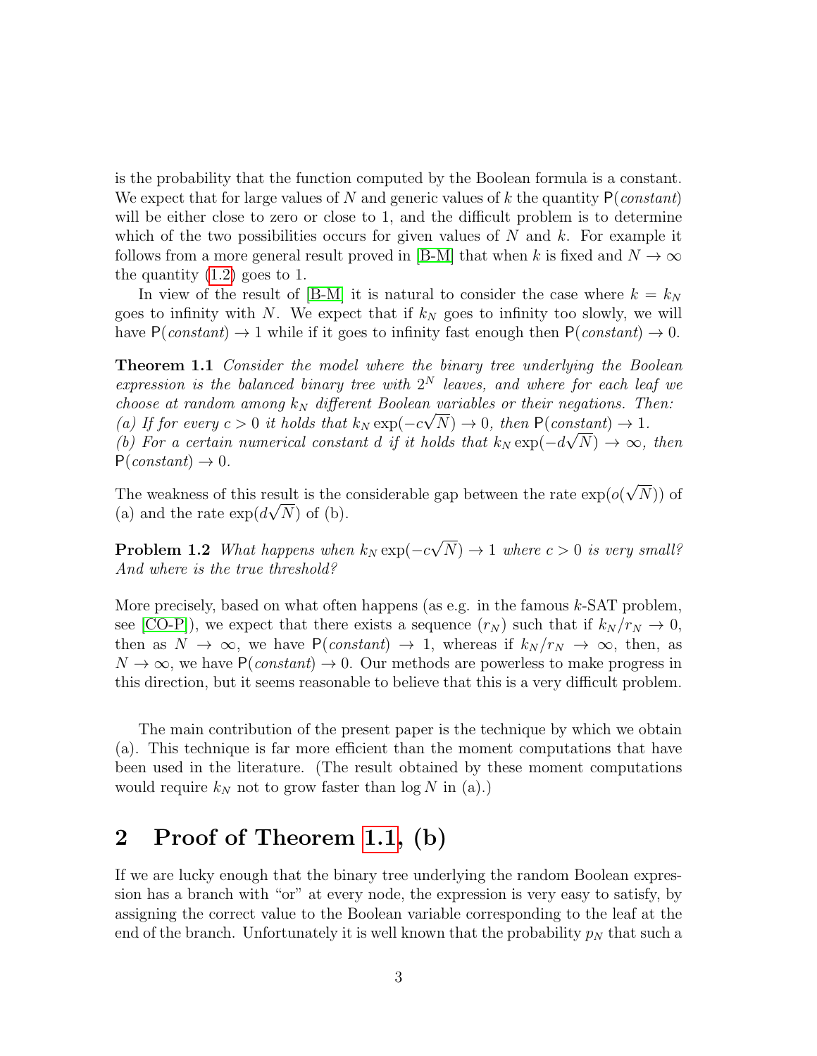is the probability that the function computed by the Boolean formula is a constant. We expect that for large values of $N$ and generic values of $k$ the quantity $\mathsf{P}(\mathit{constant})$ will be either close to zero or close to 1, and the difficult problem is to determine which of the two possibilities occurs for given values of $N$ and $k$. For example it follows from a more general result proved in [B-M] that when $k$ is fixed and $N \to \infty$ the quantity (1.2) goes to 1.

In view of the result of [B-M] it is natural to consider the case where $k = k_N$ goes to infinity with $N$. We expect that if $k_N$ goes to infinity too slowly, we will have $\mathsf{P}(\mathit{constant}) \to 1$ while if it goes to infinity fast enough then $\mathsf{P}(\mathit{constant}) \to 0$.

**Theorem 1.1** *Consider the model where the binary tree underlying the Boolean expression is the balanced binary tree with $2^N$ leaves, and where for each leaf we choose at random among $k_N$ different Boolean variables or their negations. Then:*
*(a) If for every $c > 0$ it holds that $k_N \exp(-c\sqrt{N}) \to 0$, then $\mathsf{P}(\mathit{constant}) \to 1$.*
*(b) For a certain numerical constant $d$ if it holds that $k_N \exp(-d\sqrt{N}) \to \infty$, then $\mathsf{P}(\mathit{constant}) \to 0$.*

The weakness of this result is the considerable gap between the rate $\exp(o(\sqrt{N}))$ of (a) and the rate $\exp(d\sqrt{N})$ of (b).

**Problem 1.2** *What happens when $k_N \exp(-c\sqrt{N}) \to 1$ where $c > 0$ is very small? And where is the true threshold?*

More precisely, based on what often happens (as e.g. in the famous $k$-SAT problem, see [CO-P]), we expect that there exists a sequence $(r_N)$ such that if $k_N/r_N \to 0$, then as $N \to \infty$, we have $\mathsf{P}(\mathit{constant}) \to 1$, whereas if $k_N/r_N \to \infty$, then, as $N \to \infty$, we have $\mathsf{P}(\mathit{constant}) \to 0$. Our methods are powerless to make progress in this direction, but it seems reasonable to believe that this is a very difficult problem.

The main contribution of the present paper is the technique by which we obtain (a). This technique is far more efficient than the moment computations that have been used in the literature. (The result obtained by these moment computations would require $k_N$ not to grow faster than $\log N$ in (a).)

## 2 Proof of Theorem 1.1, (b)

If we are lucky enough that the binary tree underlying the random Boolean expression has a branch with "or" at every node, the expression is very easy to satisfy, by assigning the correct value to the Boolean variable corresponding to the leaf at the end of the branch. Unfortunately it is well known that the probability $p_N$ that such a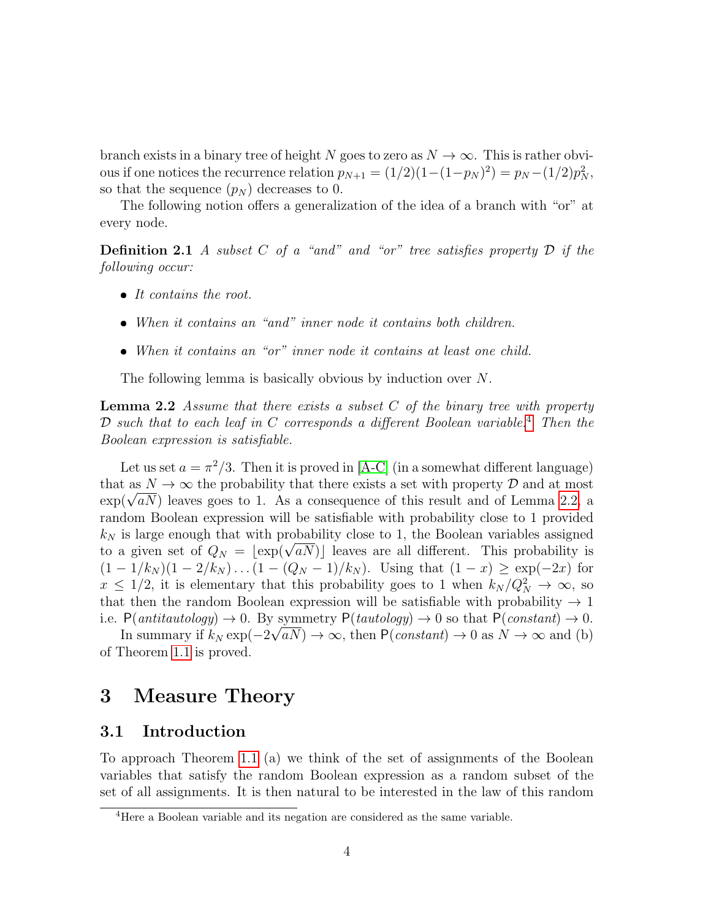branch exists in a binary tree of height $N$ goes to zero as $N \to \infty$. This is rather obvious if one notices the recurrence relation $p_{N+1} = (1/2)(1-(1-p_N)^2) = p_N - (1/2)p_N^2$, so that the sequence $(p_N)$ decreases to 0.

The following notion offers a generalization of the idea of a branch with "or" at every node.

**Definition 2.1** *A subset $C$ of a "and" and "or" tree satisfies property $\mathcal{D}$ if the following occur:*

- *It contains the root.*
- *When it contains an "and" inner node it contains both children.*
- *When it contains an "or" inner node it contains at least one child.*

The following lemma is basically obvious by induction over $N$.

**Lemma 2.2** *Assume that there exists a subset $C$ of the binary tree with property $\mathcal{D}$ such that to each leaf in $C$ corresponds a different Boolean variable.*[4] *Then the Boolean expression is satisfiable.*

Let us set $a = \pi^2/3$. Then it is proved in [A-C] (in a somewhat different language) that as $N \to \infty$ the probability that there exists a set with property $\mathcal{D}$ and at most $\exp(\sqrt{aN})$ leaves goes to 1. As a consequence of this result and of Lemma 2.2, a random Boolean expression will be satisfiable with probability close to 1 provided $k_N$ is large enough that with probability close to 1, the Boolean variables assigned to a given set of $Q_N = \lfloor \exp(\sqrt{aN}) \rfloor$ leaves are all different. This probability is $(1 - 1/k_N)(1 - 2/k_N) \dots (1 - (Q_N - 1)/k_N)$. Using that $(1 - x) \geq \exp(-2x)$ for $x \leq 1/2$, it is elementary that this probability goes to 1 when $k_N/Q_N^2 \to \infty$, so that then the random Boolean expression will be satisfiable with probability $\to 1$ i.e. $\mathsf{P}(\textit{antitautology}) \to 0$. By symmetry $\mathsf{P}(\textit{tautology}) \to 0$ so that $\mathsf{P}(\textit{constant}) \to 0$.

In summary if $k_N \exp(-2\sqrt{aN}) \to \infty$, then $\mathsf{P}(\textit{constant}) \to 0$ as $N \to \infty$ and (b) of Theorem 1.1 is proved.

# 3 Measure Theory

## 3.1 Introduction

To approach Theorem 1.1 (a) we think of the set of assignments of the Boolean variables that satisfy the random Boolean expression as a random subset of the set of all assignments. It is then natural to be interested in the law of this random

[4] Here a Boolean variable and its negation are considered as the same variable.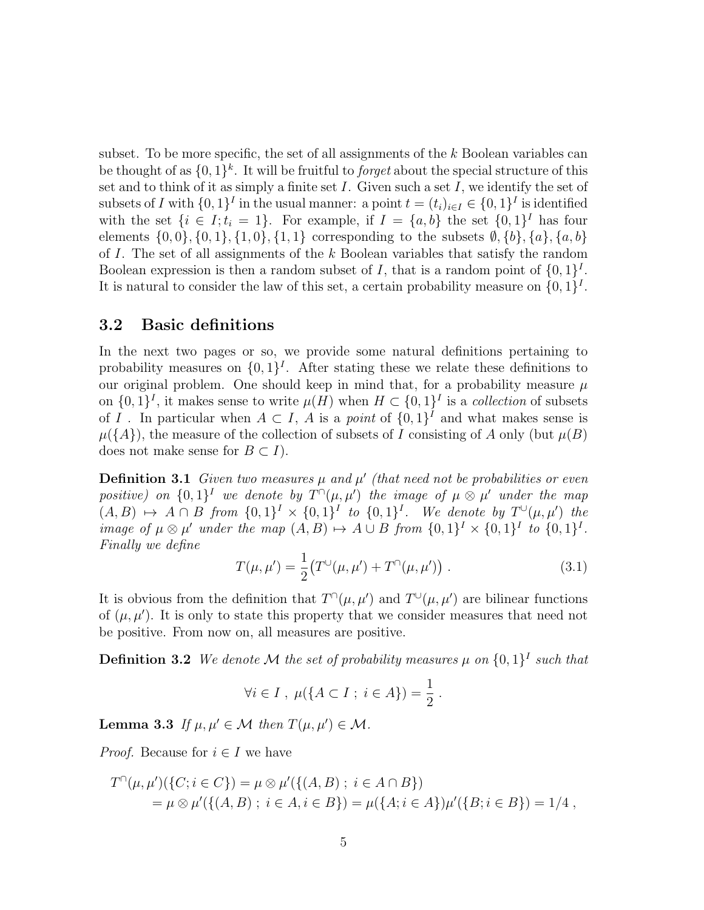subset. To be more specific, the set of all assignments of the $k$ Boolean variables can be thought of as $\{0,1\}^k$. It will be fruitful to *forget* about the special structure of this set and to think of it as simply a finite set $I$. Given such a set $I$, we identify the set of subsets of $I$ with $\{0,1\}^I$ in the usual manner: a point $t = (t_i)_{i \in I} \in \{0,1\}^I$ is identified with the set $\{i \in I; t_i = 1\}$. For example, if $I = \{a, b\}$ the set $\{0,1\}^I$ has four elements $\{0,0\}, \{0,1\}, \{1,0\}, \{1,1\}$ corresponding to the subsets $\emptyset, \{b\}, \{a\}, \{a,b\}$ of $I$. The set of all assignments of the $k$ Boolean variables that satisfy the random Boolean expression is then a random subset of $I$, that is a random point of $\{0,1\}^I$. It is natural to consider the law of this set, a certain probability measure on $\{0,1\}^I$.

## 3.2 Basic definitions

In the next two pages or so, we provide some natural definitions pertaining to probability measures on $\{0,1\}^I$. After stating these we relate these definitions to our original problem. One should keep in mind that, for a probability measure $\mu$ on $\{0,1\}^I$, it makes sense to write $\mu(H)$ when $H \subset \{0,1\}^I$ is a *collection* of subsets of $I$. In particular when $A \subset I$, $A$ is a *point* of $\{0,1\}^I$ and what makes sense is $\mu(\{A\})$, the measure of the collection of subsets of $I$ consisting of $A$ only (but $\mu(B)$ does not make sense for $B \subset I$).

**Definition 3.1** *Given two measures $\mu$ and $\mu'$ (that need not be probabilities or even positive) on $\{0,1\}^I$ we denote by $T^\cap(\mu,\mu')$ the image of $\mu \otimes \mu'$ under the map $(A,B) \mapsto A \cap B$ from $\{0,1\}^I \times \{0,1\}^I$ to $\{0,1\}^I$. We denote by $T^\cup(\mu,\mu')$ the image of $\mu \otimes \mu'$ under the map $(A,B) \mapsto A \cup B$ from $\{0,1\}^I \times \{0,1\}^I$ to $\{0,1\}^I$. Finally we define*

$$T(\mu,\mu') = \frac{1}{2}\big(T^\cup(\mu,\mu') + T^\cap(\mu,\mu')\big) \,. \tag{3.1}$$

It is obvious from the definition that $T^\cap(\mu,\mu')$ and $T^\cup(\mu,\mu')$ are bilinear functions of $(\mu,\mu')$. It is only to state this property that we consider measures that need not be positive. From now on, all measures are positive.

**Definition 3.2** *We denote $\mathcal{M}$ the set of probability measures $\mu$ on $\{0,1\}^I$ such that*

$$\forall i \in I \,,\ \mu(\{A \subset I \,;\, i \in A\}) = \frac{1}{2} \,.$$

**Lemma 3.3** *If $\mu,\mu' \in \mathcal{M}$ then $T(\mu,\mu') \in \mathcal{M}$.*

*Proof.* Because for $i \in I$ we have

$$\begin{aligned}
T^\cap(\mu,\mu')(\{C; i \in C\}) &= \mu \otimes \mu'(\{(A,B) \,;\, i \in A \cap B\}) \\
&= \mu \otimes \mu'(\{(A,B) \,;\, i \in A, i \in B\}) = \mu(\{A; i \in A\})\mu'(\{B; i \in B\}) = 1/4 \,,
\end{aligned}$$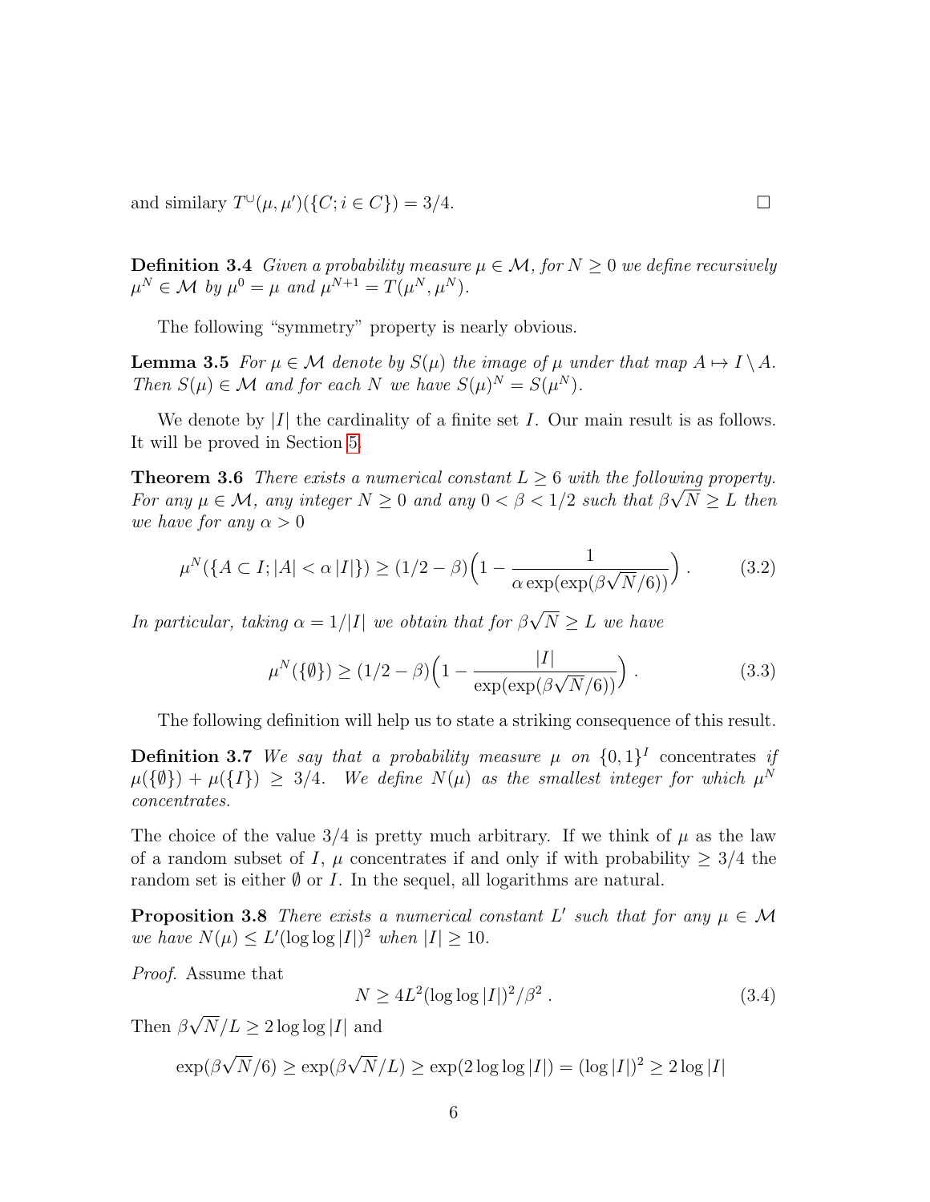and similary $T^{\cup}(\mu, \mu')(\{C; i \in C\}) = 3/4$. □

**Definition 3.4** *Given a probability measure $\mu \in \mathcal{M}$, for $N \geq 0$ we define recursively $\mu^N \in \mathcal{M}$ by $\mu^0 = \mu$ and $\mu^{N+1} = T(\mu^N, \mu^N)$.*

The following "symmetry" property is nearly obvious.

**Lemma 3.5** *For $\mu \in \mathcal{M}$ denote by $S(\mu)$ the image of $\mu$ under that map $A \mapsto I \setminus A$. Then $S(\mu) \in \mathcal{M}$ and for each $N$ we have $S(\mu)^N = S(\mu^N)$.*

We denote by $|I|$ the cardinality of a finite set $I$. Our main result is as follows. It will be proved in Section 5.

**Theorem 3.6** *There exists a numerical constant $L \geq 6$ with the following property. For any $\mu \in \mathcal{M}$, any integer $N \geq 0$ and any $0 < \beta < 1/2$ such that $\beta\sqrt{N} \geq L$ then we have for any $\alpha > 0$*

$$\mu^N(\{A \subset I; |A| < \alpha\,|I|\}) \geq (1/2 - \beta)\Big(1 - \frac{1}{\alpha \exp(\exp(\beta\sqrt{N}/6))}\Big)\,. \tag{3.2}$$

*In particular, taking $\alpha = 1/|I|$ we obtain that for $\beta\sqrt{N} \geq L$ we have*

$$\mu^N(\{\emptyset\}) \geq (1/2 - \beta)\Big(1 - \frac{|I|}{\exp(\exp(\beta\sqrt{N}/6))}\Big)\,. \tag{3.3}$$

The following definition will help us to state a striking consequence of this result.

**Definition 3.7** *We say that a probability measure $\mu$ on $\{0,1\}^I$* concentrates *if $\mu(\{\emptyset\}) + \mu(\{I\}) \geq 3/4$. We define $N(\mu)$ as the smallest integer for which $\mu^N$ concentrates.*

The choice of the value 3/4 is pretty much arbitrary. If we think of $\mu$ as the law of a random subset of $I$, $\mu$ concentrates if and only if with probability $\geq 3/4$ the random set is either $\emptyset$ or $I$. In the sequel, all logarithms are natural.

**Proposition 3.8** *There exists a numerical constant $L'$ such that for any $\mu \in \mathcal{M}$ we have $N(\mu) \leq L'(\log\log|I|)^2$ when $|I| \geq 10$.*

*Proof.* Assume that

$$N \geq 4L^2(\log\log|I|)^2/\beta^2\,. \tag{3.4}$$

Then $\beta\sqrt{N}/L \geq 2\log\log|I|$ and

$$\exp(\beta\sqrt{N}/6) \geq \exp(\beta\sqrt{N}/L) \geq \exp(2\log\log|I|) = (\log|I|)^2 \geq 2\log|I|$$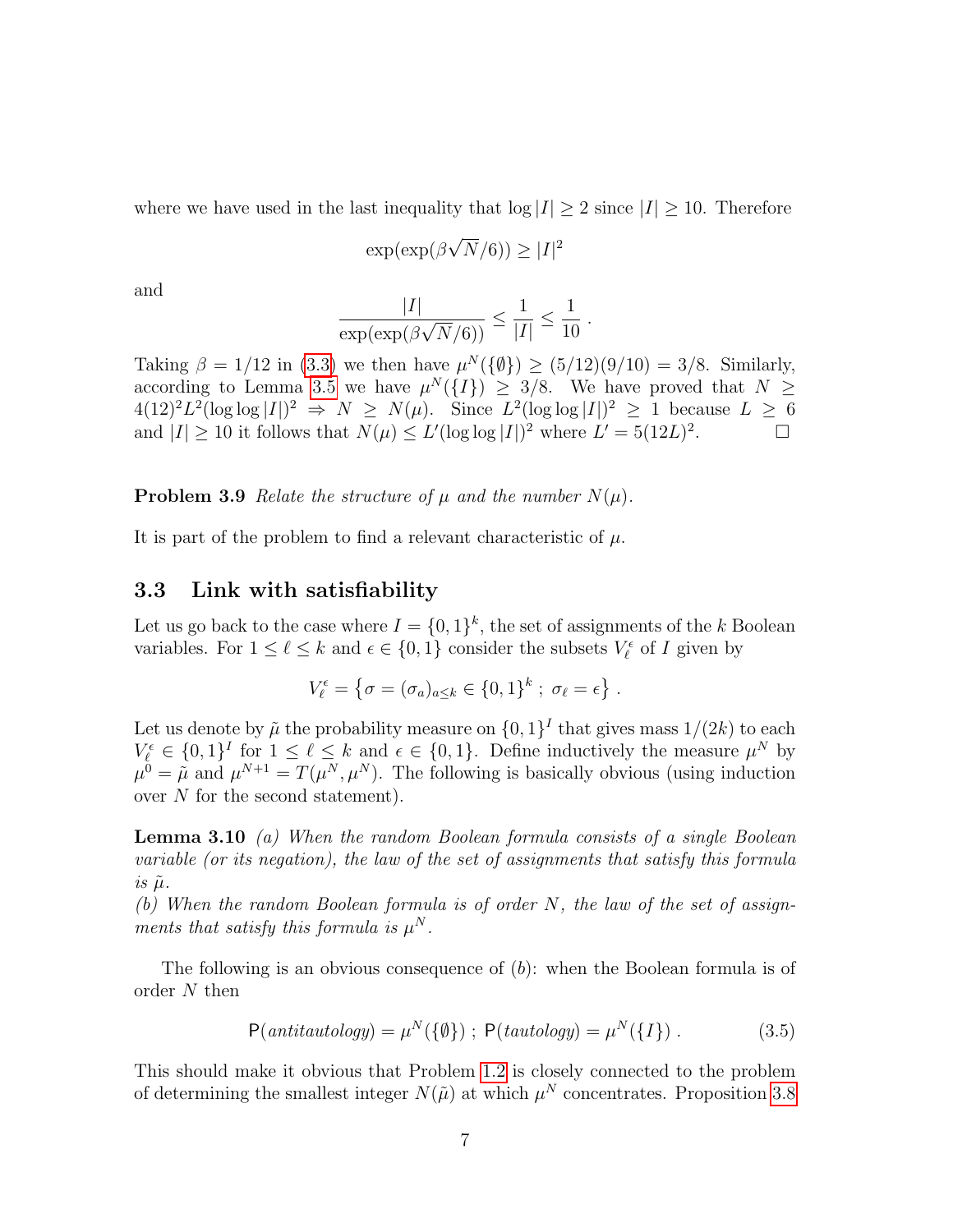where we have used in the last inequality that $\log |I| \geq 2$ since $|I| \geq 10$. Therefore

$$\exp(\exp(\beta\sqrt{N}/6)) \geq |I|^2$$

and

$$\frac{|I|}{\exp(\exp(\beta\sqrt{N}/6))} \leq \frac{1}{|I|} \leq \frac{1}{10} \,.$$

Taking $\beta = 1/12$ in (3.3) we then have $\mu^N(\{\emptyset\}) \geq (5/12)(9/10) = 3/8$. Similarly, according to Lemma 3.5 we have $\mu^N(\{I\}) \geq 3/8$. We have proved that $N \geq 4(12)^2 L^2 (\log\log |I|)^2 \Rightarrow N \geq N(\mu)$. Since $L^2(\log\log |I|)^2 \geq 1$ because $L \geq 6$ and $|I| \geq 10$ it follows that $N(\mu) \leq L'(\log\log |I|)^2$ where $L' = 5(12L)^2$. □

**Problem 3.9** *Relate the structure of $\mu$ and the number $N(\mu)$.*

It is part of the problem to find a relevant characteristic of $\mu$.

## 3.3 Link with satisfiability

Let us go back to the case where $I = \{0,1\}^k$, the set of assignments of the $k$ Boolean variables. For $1 \leq \ell \leq k$ and $\epsilon \in \{0,1\}$ consider the subsets $V_\ell^\epsilon$ of $I$ given by

$$V_\ell^\epsilon = \left\{\sigma = (\sigma_a)_{a \leq k} \in \{0,1\}^k \,;\, \sigma_\ell = \epsilon\right\} .$$

Let us denote by $\tilde{\mu}$ the probability measure on $\{0,1\}^I$ that gives mass $1/(2k)$ to each $V_\ell^\epsilon \in \{0,1\}^I$ for $1 \leq \ell \leq k$ and $\epsilon \in \{0,1\}$. Define inductively the measure $\mu^N$ by $\mu^0 = \tilde{\mu}$ and $\mu^{N+1} = T(\mu^N, \mu^N)$. The following is basically obvious (using induction over $N$ for the second statement).

**Lemma 3.10** *(a) When the random Boolean formula consists of a single Boolean variable (or its negation), the law of the set of assignments that satisfy this formula is $\tilde{\mu}$.*
*(b) When the random Boolean formula is of order $N$, the law of the set of assignments that satisfy this formula is $\mu^N$.*

The following is an obvious consequence of $(b)$: when the Boolean formula is of order $N$ then

$$\mathsf{P}(\mathit{antitautology}) = \mu^N(\{\emptyset\}) \,;\, \mathsf{P}(\mathit{tautology}) = \mu^N(\{I\}) \,. \tag{3.5}$$

This should make it obvious that Problem 1.2 is closely connected to the problem of determining the smallest integer $N(\tilde{\mu})$ at which $\mu^N$ concentrates. Proposition 3.8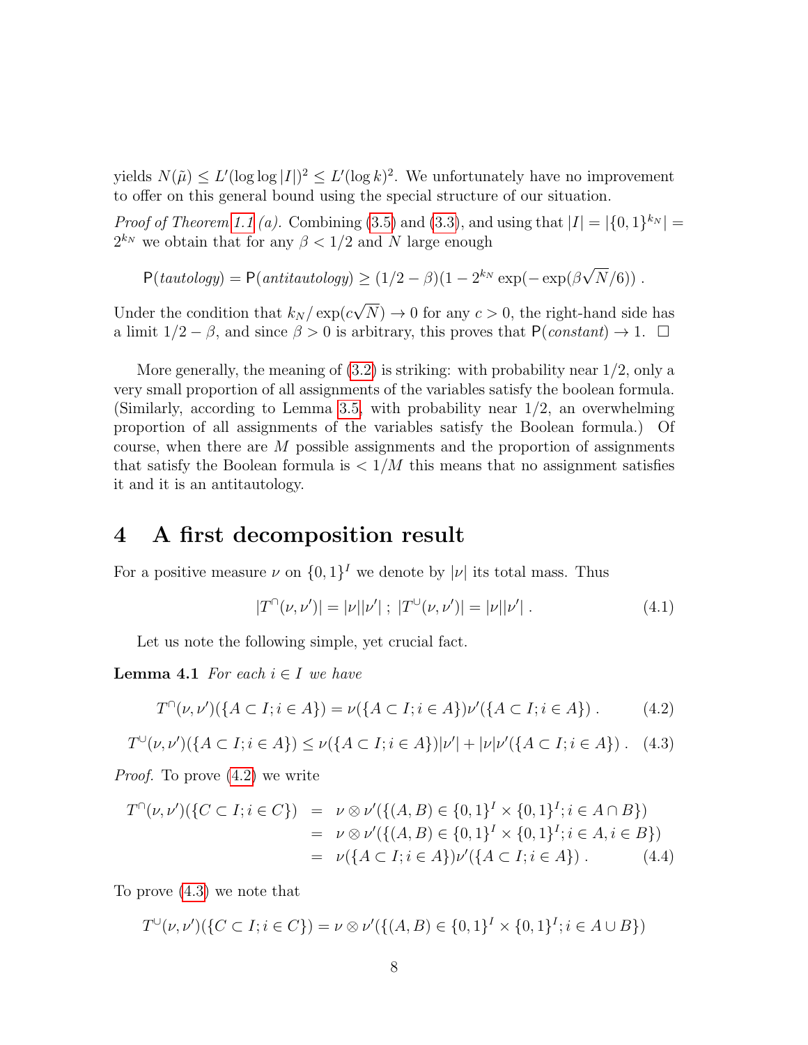yields $N(\tilde{\mu}) \leq L'(\log\log|I|)^2 \leq L'(\log k)^2$. We unfortunately have no improvement to offer on this general bound using the special structure of our situation.

*Proof of Theorem 1.1 (a).* Combining (3.5) and (3.3), and using that $|I| = |\{0,1\}^{k_N}| = 2^{k_N}$ we obtain that for any $\beta < 1/2$ and $N$ large enough

$$\mathsf{P}(\textit{tautology}) = \mathsf{P}(\textit{antitautology}) \geq (1/2 - \beta)(1 - 2^{k_N}\exp(-\exp(\beta\sqrt{N}/6)) \;.$$

Under the condition that $k_N/\exp(c\sqrt{N}) \to 0$ for any $c > 0$, the right-hand side has a limit $1/2 - \beta$, and since $\beta > 0$ is arbitrary, this proves that $\mathsf{P}(\textit{constant}) \to 1$. $\square$

More generally, the meaning of (3.2) is striking: with probability near 1/2, only a very small proportion of all assignments of the variables satisfy the boolean formula. (Similarly, according to Lemma 3.5, with probability near 1/2, an overwhelming proportion of all assignments of the variables satisfy the Boolean formula.) Of course, when there are $M$ possible assignments and the proportion of assignments that satisfy the Boolean formula is $< 1/M$ this means that no assignment satisfies it and it is an antitautology.

# 4 A first decomposition result

For a positive measure $\nu$ on $\{0,1\}^I$ we denote by $|\nu|$ its total mass. Thus

$$|T^{\cap}(\nu,\nu')| = |\nu||\nu'| \; ; \; |T^{\cup}(\nu,\nu')| = |\nu||\nu'| \;. \tag{4.1}$$

Let us note the following simple, yet crucial fact.

**Lemma 4.1** *For each $i \in I$ we have*

$$T^{\cap}(\nu,\nu')(\{A \subset I; i \in A\}) = \nu(\{A \subset I; i \in A\})\nu'(\{A \subset I; i \in A\}) \;. \tag{4.2}$$

$$T^{\cup}(\nu,\nu')(\{A \subset I; i \in A\}) \leq \nu(\{A \subset I; i \in A\})|\nu'| + |\nu|\nu'(\{A \subset I; i \in A\}) \;. \tag{4.3}$$

*Proof.* To prove (4.2) we write

$$\begin{aligned}
T^{\cap}(\nu,\nu')(\{C \subset I; i \in C\}) &= \nu\otimes\nu'(\{(A,B) \in \{0,1\}^I \times \{0,1\}^I; i \in A \cap B\}) \\
&= \nu\otimes\nu'(\{(A,B) \in \{0,1\}^I \times \{0,1\}^I; i \in A, i \in B\}) \\
&= \nu(\{A \subset I; i \in A\})\nu'(\{A \subset I; i \in A\}) \;. \qquad (4.4)
\end{aligned}$$

To prove (4.3) we note that

$$T^{\cup}(\nu,\nu')(\{C \subset I; i \in C\}) = \nu\otimes\nu'(\{(A,B) \in \{0,1\}^I \times \{0,1\}^I; i \in A \cup B\})$$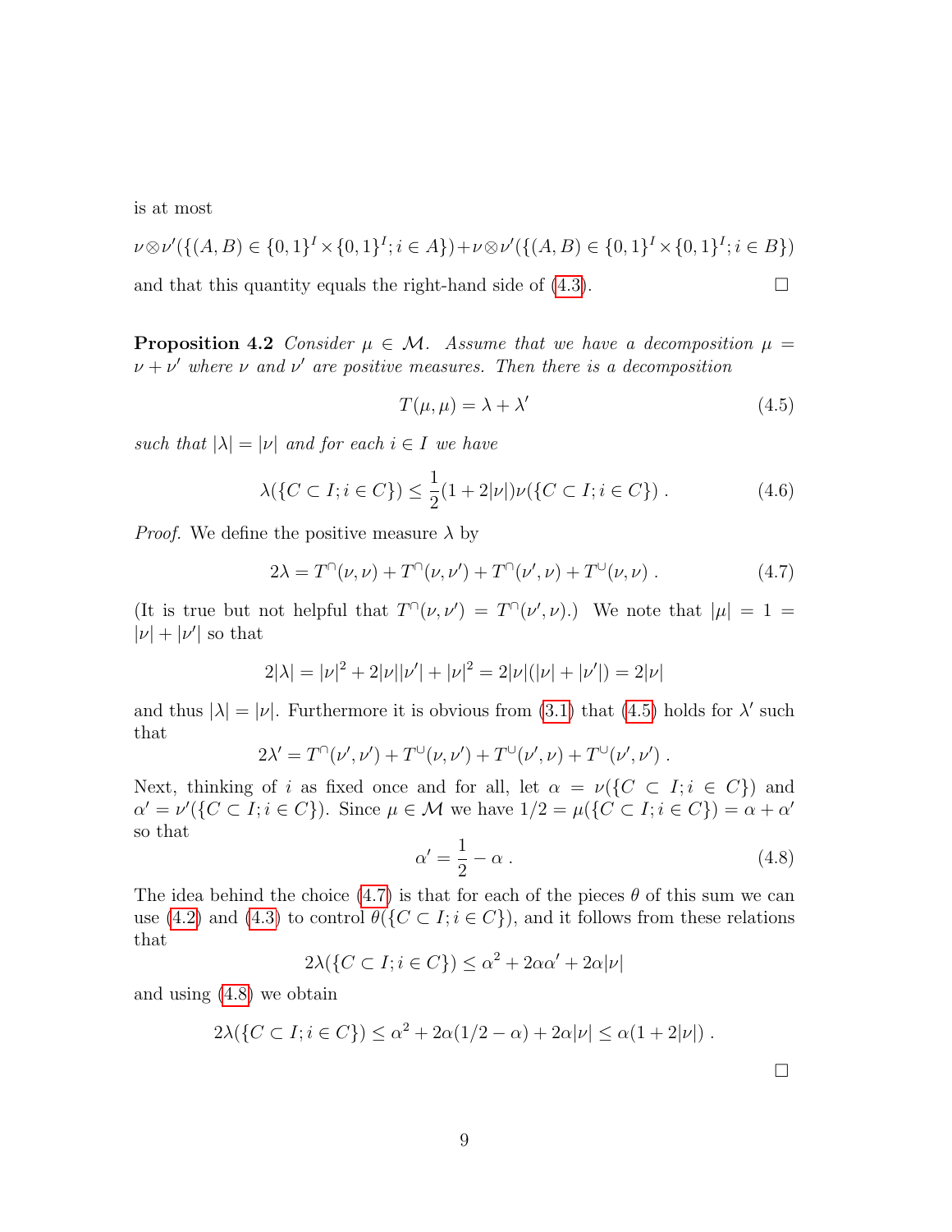is at most

$$\nu\otimes\nu'(\{(A,B)\in\{0,1\}^I\times\{0,1\}^I; i\in A\})+\nu\otimes\nu'(\{(A,B)\in\{0,1\}^I\times\{0,1\}^I; i\in B\})$$

and that this quantity equals the right-hand side of (4.3). $\square$

**Proposition 4.2** *Consider $\mu\in\mathcal{M}$. Assume that we have a decomposition $\mu=\nu+\nu'$ where $\nu$ and $\nu'$ are positive measures. Then there is a decomposition*

$$T(\mu,\mu)=\lambda+\lambda' \tag{4.5}$$

*such that $|\lambda|=|\nu|$ and for each $i\in I$ we have*

$$\lambda(\{C\subset I; i\in C\})\leq\frac{1}{2}(1+2|\nu|)\nu(\{C\subset I; i\in C\})\ . \tag{4.6}$$

*Proof.* We define the positive measure $\lambda$ by

$$2\lambda=T^\cap(\nu,\nu)+T^\cap(\nu,\nu')+T^\cap(\nu',\nu)+T^\cup(\nu,\nu)\ . \tag{4.7}$$

(It is true but not helpful that $T^\cap(\nu,\nu')=T^\cap(\nu',\nu)$.) We note that $|\mu|=1=|\nu|+|\nu'|$ so that

$$2|\lambda|=|\nu|^2+2|\nu||\nu'|+|\nu|^2=2|\nu|(|\nu|+|\nu'|)=2|\nu|$$

and thus $|\lambda|=|\nu|$. Furthermore it is obvious from (3.1) that (4.5) holds for $\lambda'$ such that

$$2\lambda'=T^\cap(\nu',\nu')+T^\cup(\nu,\nu')+T^\cup(\nu',\nu)+T^\cup(\nu',\nu')\ .$$

Next, thinking of $i$ as fixed once and for all, let $\alpha=\nu(\{C\subset I; i\in C\})$ and $\alpha'=\nu'(\{C\subset I; i\in C\})$. Since $\mu\in\mathcal{M}$ we have $1/2=\mu(\{C\subset I; i\in C\})=\alpha+\alpha'$ so that

$$\alpha'=\frac{1}{2}-\alpha\ . \tag{4.8}$$

The idea behind the choice (4.7) is that for each of the pieces $\theta$ of this sum we can use (4.2) and (4.3) to control $\theta(\{C\subset I; i\in C\})$, and it follows from these relations that

$$2\lambda(\{C\subset I; i\in C\})\leq\alpha^2+2\alpha\alpha'+2\alpha|\nu|$$

and using (4.8) we obtain

$$2\lambda(\{C\subset I; i\in C\})\leq\alpha^2+2\alpha(1/2-\alpha)+2\alpha|\nu|\leq\alpha(1+2|\nu|)\ .$$

$\square$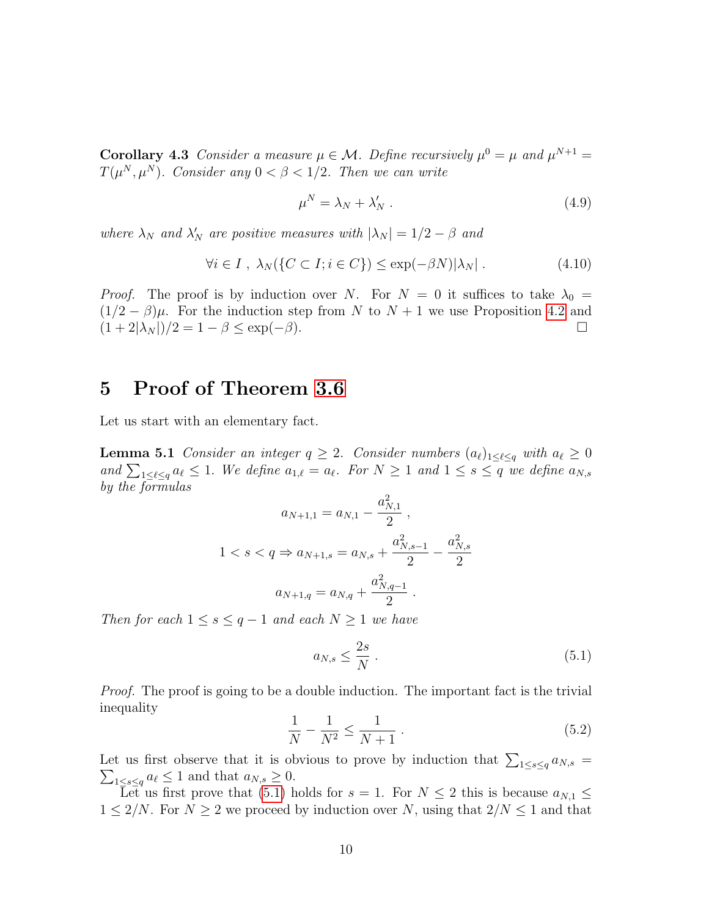**Corollary 4.3** *Consider a measure $\mu \in \mathcal{M}$. Define recursively $\mu^0 = \mu$ and $\mu^{N+1} = T(\mu^N, \mu^N)$. Consider any $0 < \beta < 1/2$. Then we can write*

$$\mu^N = \lambda_N + \lambda'_N \, . \tag{4.9}$$

*where $\lambda_N$ and $\lambda'_N$ are positive measures with $|\lambda_N| = 1/2 - \beta$ and*

$$\forall i \in I \, , \; \lambda_N(\{C \subset I; i \in C\}) \leq \exp(-\beta N)|\lambda_N| \, . \tag{4.10}$$

*Proof.* The proof is by induction over $N$. For $N = 0$ it suffices to take $\lambda_0 = (1/2 - \beta)\mu$. For the induction step from $N$ to $N+1$ we use Proposition 4.2 and $(1 + 2|\lambda_N|)/2 = 1 - \beta \leq \exp(-\beta)$. $\square$

## 5 Proof of Theorem 3.6

Let us start with an elementary fact.

**Lemma 5.1** *Consider an integer $q \geq 2$. Consider numbers $(a_\ell)_{1 \leq \ell \leq q}$ with $a_\ell \geq 0$ and $\sum_{1 \leq \ell \leq q} a_\ell \leq 1$. We define $a_{1,\ell} = a_\ell$. For $N \geq 1$ and $1 \leq s \leq q$ we define $a_{N,s}$ by the formulas*

$$a_{N+1,1} = a_{N,1} - \frac{a_{N,1}^2}{2} \, ,$$

$$1 < s < q \Rightarrow a_{N+1,s} = a_{N,s} + \frac{a_{N,s-1}^2}{2} - \frac{a_{N,s}^2}{2}$$

$$a_{N+1,q} = a_{N,q} + \frac{a_{N,q-1}^2}{2} \, .$$

*Then for each $1 \leq s \leq q-1$ and each $N \geq 1$ we have*

$$a_{N,s} \leq \frac{2s}{N} \, . \tag{5.1}$$

*Proof.* The proof is going to be a double induction. The important fact is the trivial inequality

$$\frac{1}{N} - \frac{1}{N^2} \leq \frac{1}{N+1} \, . \tag{5.2}$$

Let us first observe that it is obvious to prove by induction that $\sum_{1 \leq s \leq q} a_{N,s} = \sum_{1 \leq s \leq q} a_\ell \leq 1$ and that $a_{N,s} \geq 0$.

Let us first prove that (5.1) holds for $s = 1$. For $N \leq 2$ this is because $a_{N,1} \leq 1 \leq 2/N$. For $N \geq 2$ we proceed by induction over $N$, using that $2/N \leq 1$ and that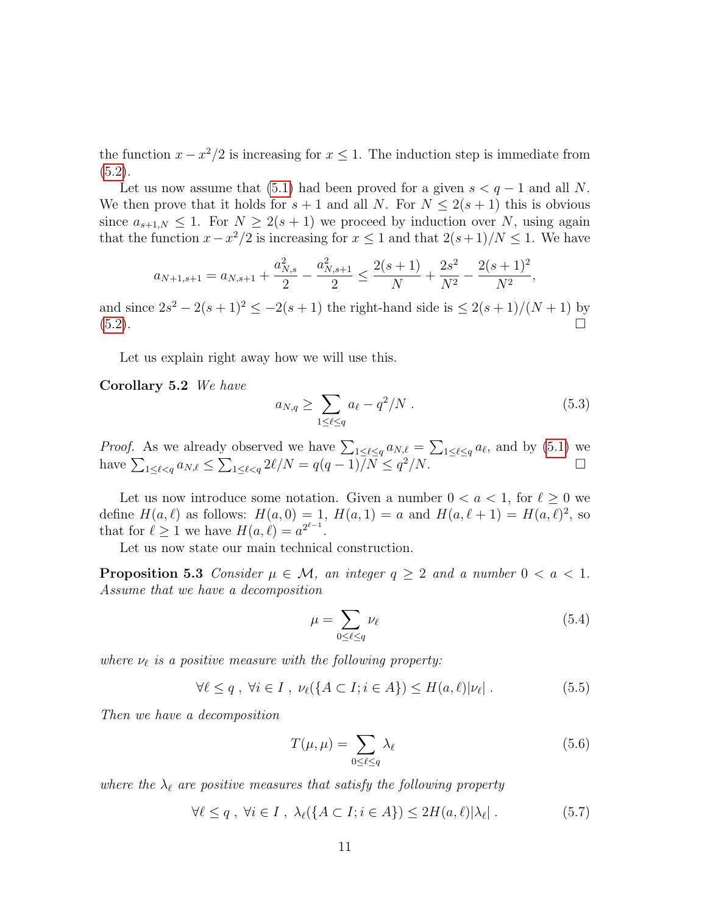the function $x - x^2/2$ is increasing for $x \le 1$. The induction step is immediate from (5.2).

Let us now assume that (5.1) had been proved for a given $s < q-1$ and all $N$. We then prove that it holds for $s+1$ and all $N$. For $N \le 2(s+1)$ this is obvious since $a_{s+1,N} \le 1$. For $N \ge 2(s+1)$ we proceed by induction over $N$, using again that the function $x - x^2/2$ is increasing for $x \le 1$ and that $2(s+1)/N \le 1$. We have

$$a_{N+1,s+1} = a_{N,s+1} + \frac{a_{N,s}^2}{2} - \frac{a_{N,s+1}^2}{2} \le \frac{2(s+1)}{N} + \frac{2s^2}{N^2} - \frac{2(s+1)^2}{N^2},$$

and since $2s^2 - 2(s+1)^2 \le -2(s+1)$ the right-hand side is $\le 2(s+1)/(N+1)$ by (5.2). $\square$

Let us explain right away how we will use this.

**Corollary 5.2** *We have*

$$a_{N,q} \ge \sum_{1 \le \ell \le q} a_\ell - q^2/N \ . \tag{5.3}$$

*Proof.* As we already observed we have $\sum_{1\le \ell \le q} a_{N,\ell} = \sum_{1 \le \ell \le q} a_\ell$, and by (5.1) we have $\sum_{1 \le \ell < q} a_{N,\ell} \le \sum_{1\le \ell<q} 2\ell/N = q(q-1)/N \le q^2/N$. $\square$

Let us now introduce some notation. Given a number $0 < a < 1$, for $\ell \ge 0$ we define $H(a,\ell)$ as follows: $H(a,0) = 1$, $H(a,1) = a$ and $H(a,\ell+1) = H(a,\ell)^2$, so that for $\ell \ge 1$ we have $H(a,\ell) = a^{2^{\ell-1}}$.

Let us now state our main technical construction.

**Proposition 5.3** *Consider $\mu \in \mathcal{M}$, an integer $q \ge 2$ and a number $0 < a < 1$. Assume that we have a decomposition*

$$\mu = \sum_{0 \le \ell \le q} \nu_\ell \tag{5.4}$$

*where $\nu_\ell$ is a positive measure with the following property:*

$$\forall \ell \le q \ , \ \forall i \in I \ , \ \nu_\ell(\{A \subset I; i \in A\}) \le H(a,\ell)|\nu_\ell| \ . \tag{5.5}$$

*Then we have a decomposition*

$$T(\mu,\mu) = \sum_{0\le \ell \le q} \lambda_\ell \tag{5.6}$$

*where the $\lambda_\ell$ are positive measures that satisfy the following property*

$$\forall \ell \le q \ , \ \forall i \in I \ , \ \lambda_\ell(\{A \subset I; i \in A\}) \le 2H(a,\ell)|\lambda_\ell| \ . \tag{5.7}$$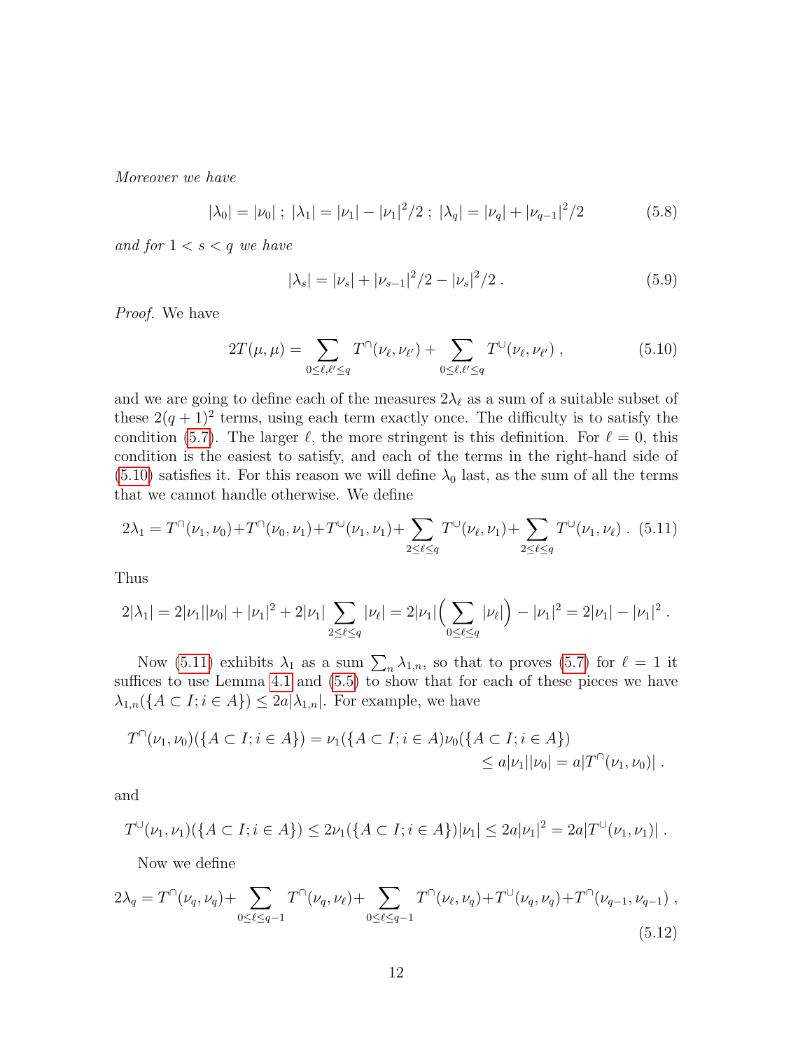*Moreover we have*

$$|\lambda_0| = |\nu_0| \; ; \; |\lambda_1| = |\nu_1| - |\nu_1|^2/2 \; ; \; |\lambda_q| = |\nu_q| + |\nu_{q-1}|^2/2 \tag{5.8}$$

*and for* $1 < s < q$ *we have*

$$|\lambda_s| = |\nu_s| + |\nu_{s-1}|^2/2 - |\nu_s|^2/2 \; . \tag{5.9}$$

*Proof.* We have

$$2T(\mu,\mu) = \sum_{0 \le \ell, \ell' \le q} T^{\cap}(\nu_\ell, \nu_{\ell'}) + \sum_{0 \le \ell, \ell' \le q} T^{\cup}(\nu_\ell, \nu_{\ell'}) \; , \tag{5.10}$$

and we are going to define each of the measures $2\lambda_\ell$ as a sum of a suitable subset of these $2(q+1)^2$ terms, using each term exactly once. The difficulty is to satisfy the condition (5.7). The larger $\ell$, the more stringent is this definition. For $\ell = 0$, this condition is the easiest to satisfy, and each of the terms in the right-hand side of (5.10) satisfies it. For this reason we will define $\lambda_0$ last, as the sum of all the terms that we cannot handle otherwise. We define

$$2\lambda_1 = T^{\cap}(\nu_1,\nu_0) + T^{\cap}(\nu_0,\nu_1) + T^{\cup}(\nu_1,\nu_1) + \sum_{2 \le \ell \le q} T^{\cup}(\nu_\ell,\nu_1) + \sum_{2 \le \ell \le q} T^{\cup}(\nu_1,\nu_\ell) \; . \tag{5.11}$$

Thus

$$2|\lambda_1| = 2|\nu_1||\nu_0| + |\nu_1|^2 + 2|\nu_1| \sum_{2 \le \ell \le q} |\nu_\ell| = 2|\nu_1| \Big( \sum_{0 \le \ell \le q} |\nu_\ell| \Big) - |\nu_1|^2 = 2|\nu_1| - |\nu_1|^2 \; .$$

Now (5.11) exhibits $\lambda_1$ as a sum $\sum_n \lambda_{1,n}$, so that to proves (5.7) for $\ell = 1$ it suffices to use Lemma 4.1 and (5.5) to show that for each of these pieces we have $\lambda_{1,n}(\{A \subset I; i \in A\}) \le 2a|\lambda_{1,n}|$. For example, we have

$$T^{\cap}(\nu_1,\nu_0)(\{A \subset I; i \in A\}) = \nu_1(\{A \subset I; i \in A)\nu_0(\{A \subset I; i \in A\}) \\ \le a|\nu_1||\nu_0| = a|T^{\cap}(\nu_1,\nu_0)| \; .$$

and

$$T^{\cup}(\nu_1,\nu_1)(\{A \subset I; i \in A\}) \le 2\nu_1(\{A \subset I; i \in A\})|\nu_1| \le 2a|\nu_1|^2 = 2a|T^{\cup}(\nu_1,\nu_1)| \; .$$

Now we define

$$2\lambda_q = T^{\cap}(\nu_q,\nu_q) + \sum_{0 \le \ell \le q-1} T^{\cap}(\nu_q,\nu_\ell) + \sum_{0 \le \ell \le q-1} T^{\cap}(\nu_\ell,\nu_q) + T^{\cup}(\nu_q,\nu_q) + T^{\cap}(\nu_{q-1},\nu_{q-1}) \; , \tag{5.12}$$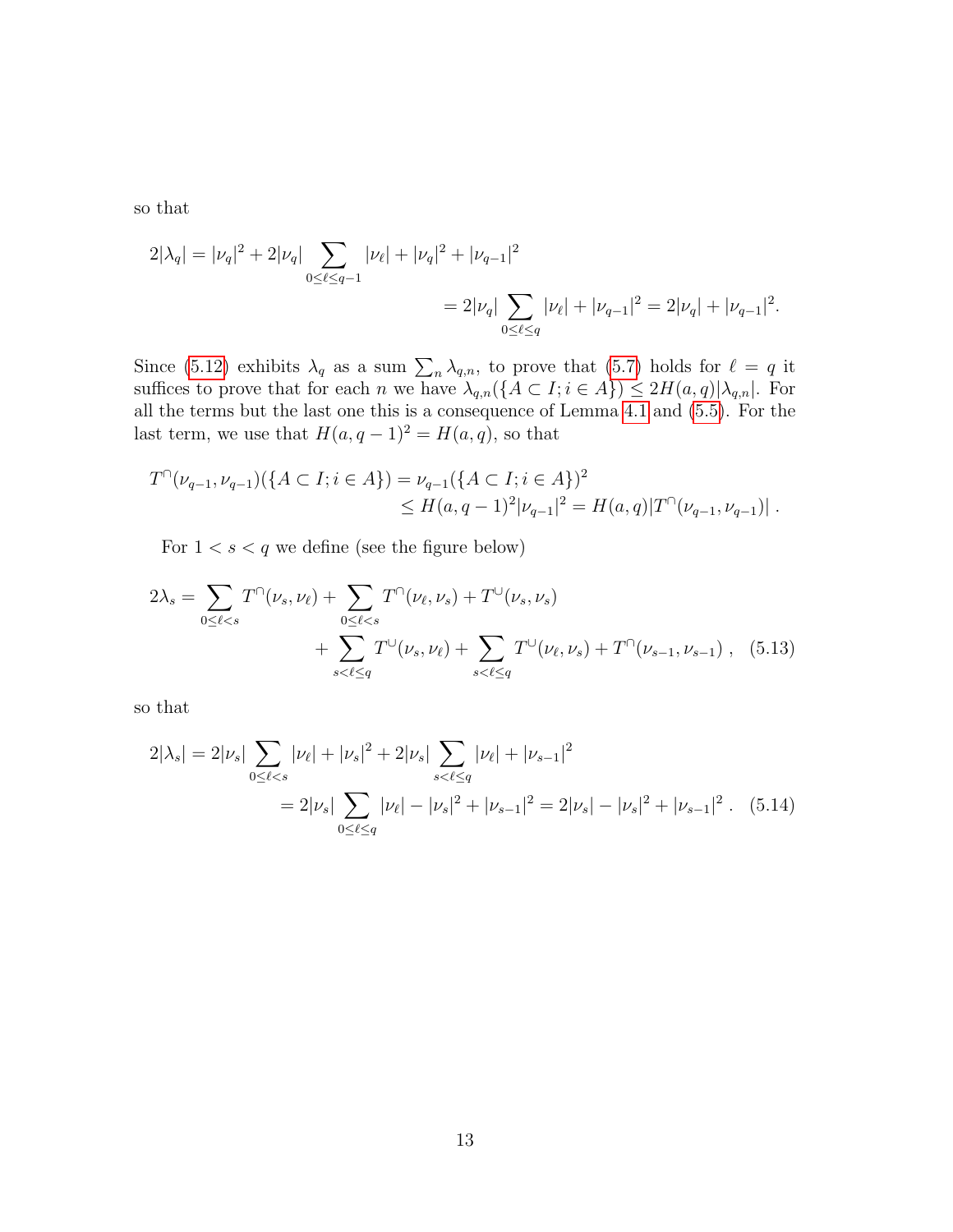so that

$$
\begin{aligned}
2|\lambda_q| &= |\nu_q|^2 + 2|\nu_q| \sum_{0\le \ell \le q-1} |\nu_\ell| + |\nu_q|^2 + |\nu_{q-1}|^2 \\
&= 2|\nu_q| \sum_{0\le \ell\le q} |\nu_\ell| + |\nu_{q-1}|^2 = 2|\nu_q| + |\nu_{q-1}|^2 .
\end{aligned}
$$

Since (5.12) exhibits $\lambda_q$ as a sum $\sum_n \lambda_{q,n}$, to prove that (5.7) holds for $\ell = q$ it suffices to prove that for each $n$ we have $\lambda_{q,n}(\{A \subset I; i \in A\}) \le 2H(a,q)|\lambda_{q,n}|$. For all the terms but the last one this is a consequence of Lemma 4.1 and (5.5). For the last term, we use that $H(a,q-1)^2 = H(a,q)$, so that

$$
\begin{aligned}
T^{\cap}(\nu_{q-1},\nu_{q-1})(\{A\subset I; i\in A\}) &= \nu_{q-1}(\{A\subset I; i\in A\})^2 \\
&\le H(a,q-1)^2|\nu_{q-1}|^2 = H(a,q)|T^{\cap}(\nu_{q-1},\nu_{q-1})| \,.
\end{aligned}
$$

For $1 < s < q$ we define (see the figure below)

$$
\begin{aligned}
2\lambda_s = \sum_{0\le \ell < s} T^{\cap}(\nu_s,\nu_\ell) + \sum_{0\le \ell<s} T^{\cap}(\nu_\ell,\nu_s) + T^{\cup}(\nu_s,\nu_s) \\
+ \sum_{s<\ell\le q} T^{\cup}(\nu_s,\nu_\ell) + \sum_{s<\ell\le q} T^{\cup}(\nu_\ell,\nu_s) + T^{\cap}(\nu_{s-1},\nu_{s-1}) \,, \quad (5.13)
\end{aligned}
$$

so that

$$
\begin{aligned}
2|\lambda_s| &= 2|\nu_s| \sum_{0\le\ell<s} |\nu_\ell| + |\nu_s|^2 + 2|\nu_s| \sum_{s<\ell\le q} |\nu_\ell| + |\nu_{s-1}|^2 \\
&= 2|\nu_s| \sum_{0\le \ell\le q} |\nu_\ell| - |\nu_s|^2 + |\nu_{s-1}|^2 = 2|\nu_s| - |\nu_s|^2 + |\nu_{s-1}|^2 \,. \quad (5.14)
\end{aligned}
$$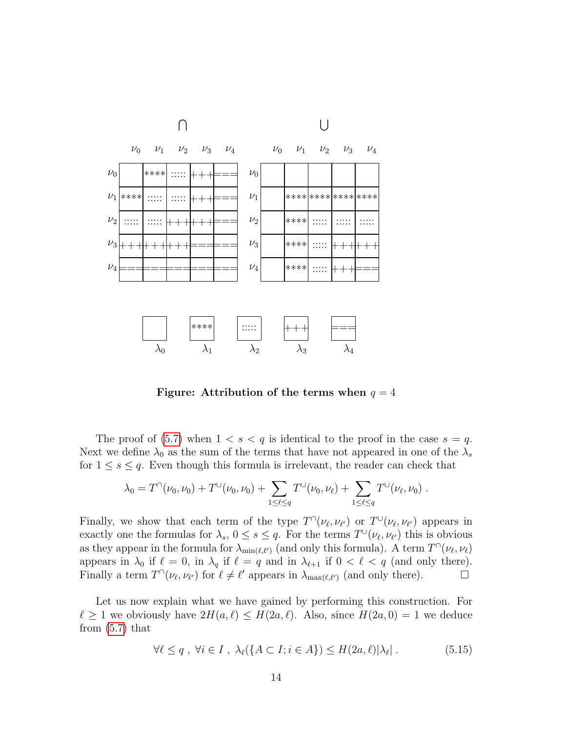**∩**

| | $\nu_0$ | $\nu_1$ | $\nu_2$ | $\nu_3$ | $\nu_4$ |
|---|---|---|---|---|---|
| $\nu_0$ | | **** | ::::: | +++ | === |
| $\nu_1$ | **** | ::::: | ::::: | +++ | === |
| $\nu_2$ | ::::: | ::::: | +++ | +++ | === |
| $\nu_3$ | +++ | +++ | +++ | === | === |
| $\nu_4$ | === | === | === | === | === |

**∪**

| | $\nu_0$ | $\nu_1$ | $\nu_2$ | $\nu_3$ | $\nu_4$ |
|---|---|---|---|---|---|
| $\nu_0$ | | | | | |
| $\nu_1$ | | **** | **** | **** | **** |
| $\nu_2$ | | **** | ::::: | ::::: | ::::: |
| $\nu_3$ | | **** | ::::: | +++ | +++ |
| $\nu_4$ | | **** | ::::: | +++ | === |

| $\lambda_0$ | $\lambda_1$ | $\lambda_2$ | $\lambda_3$ | $\lambda_4$ |
|---|---|---|---|---|
| | **** | ::::: | +++ | === |

**Figure: Attribution of the terms when $q = 4$**

The proof of (5.7) when $1 < s < q$ is identical to the proof in the case $s = q$. Next we define $\lambda_0$ as the sum of the terms that have not appeared in one of the $\lambda_s$ for $1 \le s \le q$. Even though this formula is irrelevant, the reader can check that

$$\lambda_0 = T^{\cap}(\nu_0, \nu_0) + T^{\cup}(\nu_0, \nu_0) + \sum_{1 \le \ell \le q} T^{\cup}(\nu_0, \nu_\ell) + \sum_{1 \le \ell \le q} T^{\cup}(\nu_\ell, \nu_0) \; .$$

Finally, we show that each term of the type $T^{\cap}(\nu_\ell, \nu_{\ell'})$ or $T^{\cup}(\nu_\ell, \nu_{\ell'})$ appears in exactly one the formulas for $\lambda_s$, $0 \le s \le q$. For the terms $T^{\cup}(\nu_\ell, \nu_{\ell'})$ this is obvious as they appear in the formula for $\lambda_{\min(\ell,\ell')}$ (and only this formula). A term $T^{\cap}(\nu_\ell, \nu_\ell)$ appears in $\lambda_0$ if $\ell = 0$, in $\lambda_q$ if $\ell = q$ and in $\lambda_{\ell+1}$ if $0 < \ell < q$ (and only there). Finally a term $T^{\cap}(\nu_\ell, \nu_{\ell'})$ for $\ell \ne \ell'$ appears in $\lambda_{\max(\ell,\ell')}$ (and only there). $\square$

Let us now explain what we have gained by performing this construction. For $\ell \ge 1$ we obviously have $2H(a, \ell) \le H(2a, \ell)$. Also, since $H(2a, 0) = 1$ we deduce from (5.7) that

$$\forall \ell \le q \; , \; \forall i \in I \; , \; \lambda_\ell(\{A \subset I; i \in A\}) \le H(2a, \ell)|\lambda_\ell| \; . \tag{5.15}$$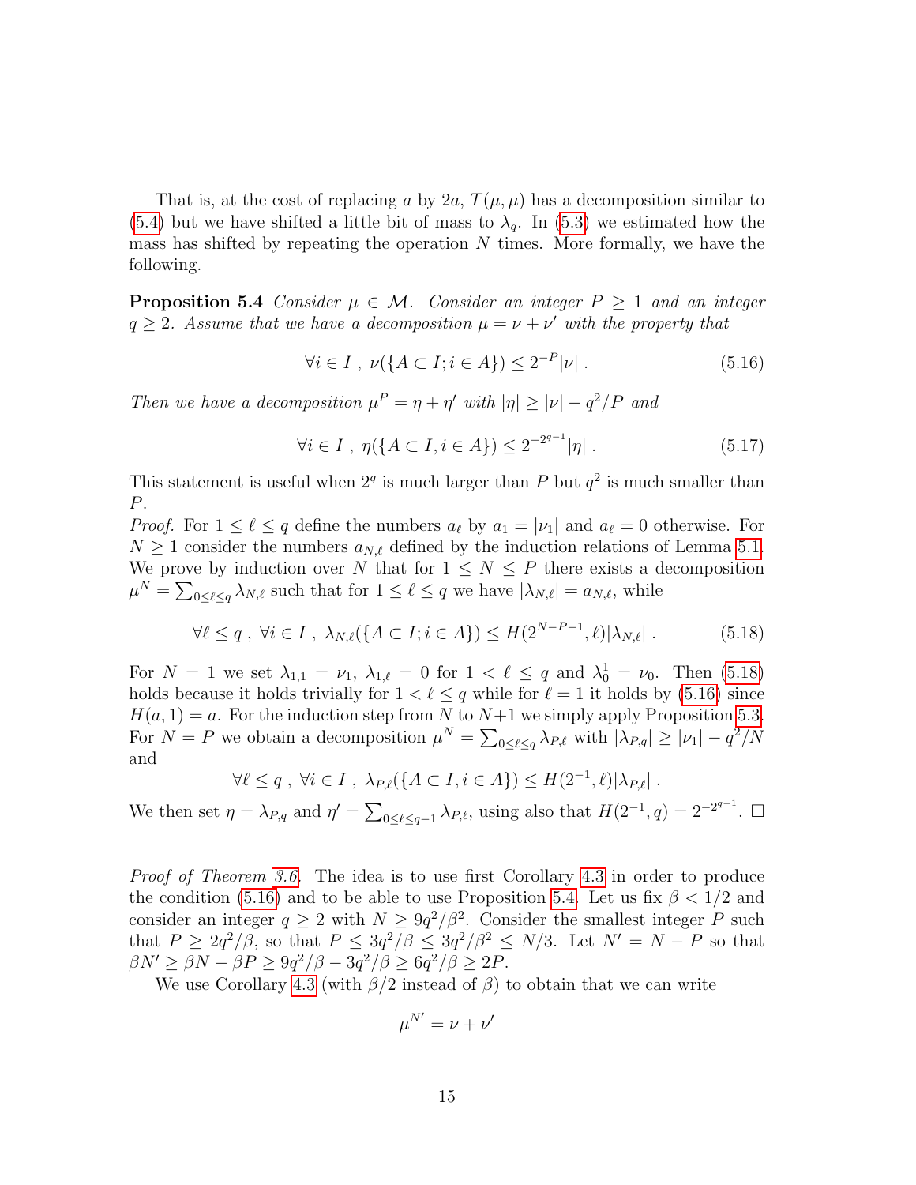That is, at the cost of replacing $a$ by $2a$, $T(\mu,\mu)$ has a decomposition similar to (5.4) but we have shifted a little bit of mass to $\lambda_q$. In (5.3) we estimated how the mass has shifted by repeating the operation $N$ times. More formally, we have the following.

**Proposition 5.4** *Consider $\mu \in \mathcal{M}$. Consider an integer $P \geq 1$ and an integer $q \geq 2$. Assume that we have a decomposition $\mu = \nu + \nu'$ with the property that*

$$\forall i \in I \; , \; \nu(\{A \subset I; i \in A\}) \leq 2^{-P}|\nu| \; . \tag{5.16}$$

*Then we have a decomposition $\mu^P = \eta + \eta'$ with $|\eta| \geq |\nu| - q^2/P$ and*

$$\forall i \in I \; , \; \eta(\{A \subset I, i \in A\}) \leq 2^{-2^{q-1}}|\eta| \; . \tag{5.17}$$

This statement is useful when $2^q$ is much larger than $P$ but $q^2$ is much smaller than $P$.

*Proof.* For $1 \leq \ell \leq q$ define the numbers $a_\ell$ by $a_1 = |\nu_1|$ and $a_\ell = 0$ otherwise. For $N \geq 1$ consider the numbers $a_{N,\ell}$ defined by the induction relations of Lemma 5.1. We prove by induction over $N$ that for $1 \leq N \leq P$ there exists a decomposition $\mu^N = \sum_{0 \leq \ell \leq q} \lambda_{N,\ell}$ such that for $1 \leq \ell \leq q$ we have $|\lambda_{N,\ell}| = a_{N,\ell}$, while

$$\forall \ell \leq q \; , \; \forall i \in I \; , \; \lambda_{N,\ell}(\{A \subset I; i \in A\}) \leq H(2^{N-P-1}, \ell)|\lambda_{N,\ell}| \; . \tag{5.18}$$

For $N = 1$ we set $\lambda_{1,1} = \nu_1$, $\lambda_{1,\ell} = 0$ for $1 < \ell \leq q$ and $\lambda_0^1 = \nu_0$. Then (5.18) holds because it holds trivially for $1 < \ell \leq q$ while for $\ell = 1$ it holds by (5.16) since $H(a, 1) = a$. For the induction step from $N$ to $N+1$ we simply apply Proposition 5.3. For $N = P$ we obtain a decomposition $\mu^N = \sum_{0 \leq \ell \leq q} \lambda_{P,\ell}$ with $|\lambda_{P,q}| \geq |\nu_1| - q^2/N$ and

$$\forall \ell \leq q \; , \; \forall i \in I \; , \; \lambda_{P,\ell}(\{A \subset I, i \in A\}) \leq H(2^{-1}, \ell)|\lambda_{P,\ell}| \; .$$

We then set $\eta = \lambda_{P,q}$ and $\eta' = \sum_{0 \leq \ell \leq q-1} \lambda_{P,\ell}$, using also that $H(2^{-1}, q) = 2^{-2^{q-1}}$. $\square$

*Proof of Theorem 3.6.* The idea is to use first Corollary 4.3 in order to produce the condition (5.16) and to be able to use Proposition 5.4. Let us fix $\beta < 1/2$ and consider an integer $q \geq 2$ with $N \geq 9q^2/\beta^2$. Consider the smallest integer $P$ such that $P \geq 2q^2/\beta$, so that $P \leq 3q^2/\beta \leq 3q^2/\beta^2 \leq N/3$. Let $N' = N - P$ so that $\beta N' \geq \beta N - \beta P \geq 9q^2/\beta - 3q^2/\beta \geq 6q^2/\beta \geq 2P$.

We use Corollary 4.3 (with $\beta/2$ instead of $\beta$) to obtain that we can write

$$\mu^{N'} = \nu + \nu'$$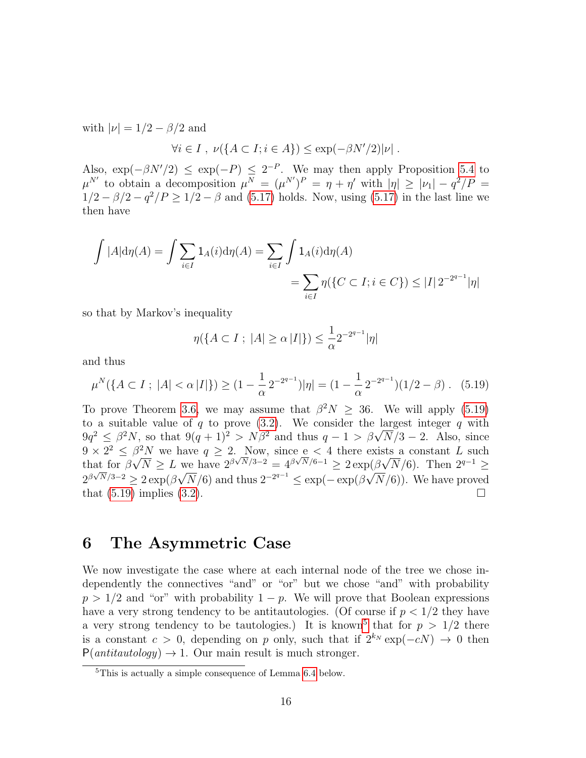with $|\nu| = 1/2 - \beta/2$ and

$$\forall i \in I \, , \; \nu(\{A \subset I; i \in A\}) \le \exp(-\beta N'/2)|\nu| \, .$$

Also, $\exp(-\beta N'/2) \le \exp(-P) \le 2^{-P}$. We may then apply Proposition 5.4 to $\mu^{N'}$ to obtain a decomposition $\mu^N = (\mu^{N'})^P = \eta + \eta'$ with $|\eta| \ge |\nu_1| - q^2/P = 1/2 - \beta/2 - q^2/P \ge 1/2 - \beta$ and (5.17) holds. Now, using (5.17) in the last line we then have

$$\begin{aligned}
\int |A| \mathrm{d}\eta(A) = \int \sum_{i \in I} 1_A(i) \mathrm{d}\eta(A) &= \sum_{i \in I} \int 1_A(i) \mathrm{d}\eta(A) \\
&= \sum_{i \in I} \eta(\{C \subset I; i \in C\}) \le |I| \, 2^{-2^{q-1}} |\eta|
\end{aligned}$$

so that by Markov's inequality

$$\eta(\{A \subset I \; ; \; |A| \ge \alpha \, |I|\}) \le \frac{1}{\alpha} 2^{-2^{q-1}} |\eta|$$

and thus

$$\mu^N(\{A \subset I \; ; \; |A| < \alpha \, |I|\}) \ge (1 - \frac{1}{\alpha} 2^{-2^{q-1}})|\eta| = (1 - \frac{1}{\alpha} 2^{-2^{q-1}})(1/2 - \beta) \, . \quad (5.19)$$

To prove Theorem 3.6, we may assume that $\beta^2 N \ge 36$. We will apply (5.19) to a suitable value of $q$ to prove (3.2). We consider the largest integer $q$ with $9q^2 \le \beta^2 N$, so that $9(q+1)^2 > N\beta^2$ and thus $q - 1 > \beta\sqrt{N}/3 - 2$. Also, since $9 \times 2^2 \le \beta^2 N$ we have $q \ge 2$. Now, since $\mathrm{e} < 4$ there exists a constant $L$ such that for $\beta\sqrt{N} \ge L$ we have $2^{\beta\sqrt{N}/3 - 2} = 4^{\beta\sqrt{N}/6 - 1} \ge 2\exp(\beta\sqrt{N}/6)$. Then $2^{q-1} \ge 2^{\beta\sqrt{N}/3-2} \ge 2\exp(\beta\sqrt{N}/6)$ and thus $2^{-2^{q-1}} \le \exp(-\exp(\beta\sqrt{N}/6))$. We have proved that (5.19) implies (3.2). $\square$

# 6 The Asymmetric Case

We now investigate the case where at each internal node of the tree we chose independently the connectives "and" or "or" but we chose "and" with probability $p > 1/2$ and "or" with probability $1 - p$. We will prove that Boolean expressions have a very strong tendency to be antitautologies. (Of course if $p < 1/2$ they have a very strong tendency to be tautologies.) It is known[5] that for $p > 1/2$ there is a constant $c > 0$, depending on $p$ only, such that if $2^{k_N} \exp(-cN) \to 0$ then $\mathsf{P}(\textit{antitautology}) \to 1$. Our main result is much stronger.

[5] This is actually a simple consequence of Lemma 6.4 below.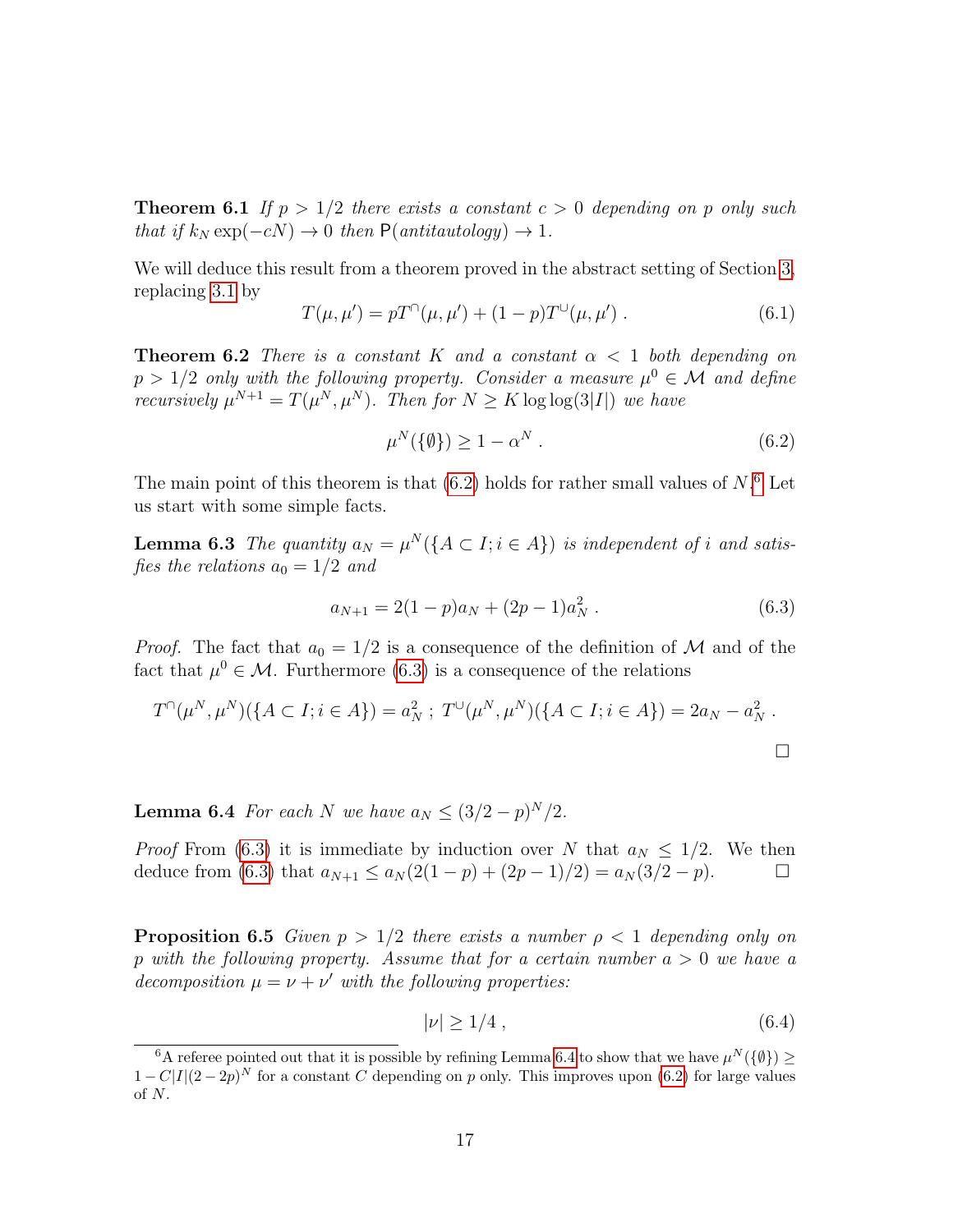**Theorem 6.1** *If $p > 1/2$ there exists a constant $c > 0$ depending on $p$ only such that if $k_N \exp(-cN) \to 0$ then $\mathsf{P}(antitautology) \to 1$.*

We will deduce this result from a theorem proved in the abstract setting of Section 3, replacing 3.1 by

$$T(\mu, \mu') = pT^{\cap}(\mu, \mu') + (1-p)T^{\cup}(\mu, \mu') \ . \tag{6.1}$$

**Theorem 6.2** *There is a constant $K$ and a constant $\alpha < 1$ both depending on $p > 1/2$ only with the following property. Consider a measure $\mu^0 \in \mathcal{M}$ and define recursively $\mu^{N+1} = T(\mu^N, \mu^N)$. Then for $N \geq K \log\log(3|I|)$ we have*

$$\mu^N(\{\emptyset\}) \geq 1 - \alpha^N \ . \tag{6.2}$$

The main point of this theorem is that (6.2) holds for rather small values of $N$.[6] Let us start with some simple facts.

**Lemma 6.3** *The quantity $a_N = \mu^N(\{A \subset I; i \in A\})$ is independent of $i$ and satisfies the relations $a_0 = 1/2$ and*

$$a_{N+1} = 2(1-p)a_N + (2p-1)a_N^2 \ . \tag{6.3}$$

*Proof.* The fact that $a_0 = 1/2$ is a consequence of the definition of $\mathcal{M}$ and of the fact that $\mu^0 \in \mathcal{M}$. Furthermore (6.3) is a consequence of the relations

$$T^{\cap}(\mu^N, \mu^N)(\{A \subset I; i \in A\}) = a_N^2 \ ; \ T^{\cup}(\mu^N, \mu^N)(\{A \subset I; i \in A\}) = 2a_N - a_N^2 \ .$$

□

**Lemma 6.4** *For each $N$ we have $a_N \leq (3/2 - p)^N/2$.*

*Proof* From (6.3) it is immediate by induction over $N$ that $a_N \leq 1/2$. We then deduce from (6.3) that $a_{N+1} \leq a_N(2(1-p) + (2p-1)/2) = a_N(3/2 - p)$. □

**Proposition 6.5** *Given $p > 1/2$ there exists a number $\rho < 1$ depending only on $p$ with the following property. Assume that for a certain number $a > 0$ we have a decomposition $\mu = \nu + \nu'$ with the following properties:*

$$|\nu| \geq 1/4 \ , \tag{6.4}$$

[6] A referee pointed out that it is possible by refining Lemma 6.4 to show that we have $\mu^N(\{\emptyset\}) \geq 1 - C|I|(2-2p)^N$ for a constant $C$ depending on $p$ only. This improves upon (6.2) for large values of $N$.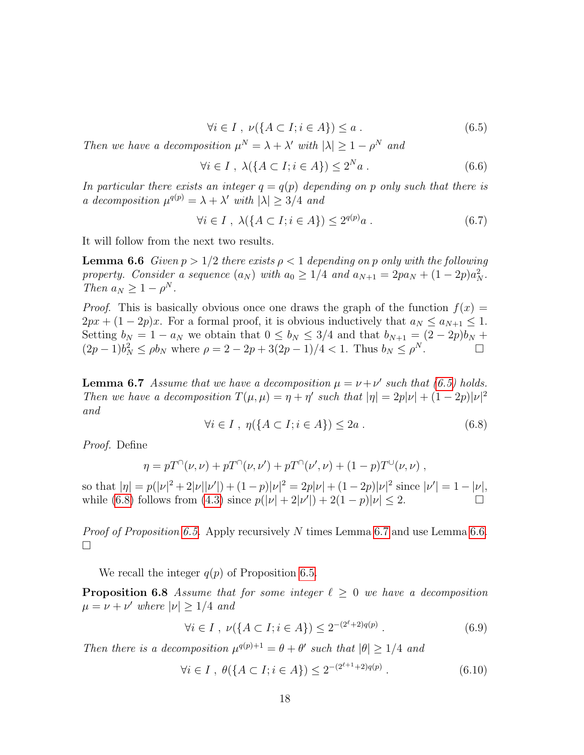$$\forall i \in I\ ,\ \nu(\{A \subset I; i \in A\}) \le a\ . \tag{6.5}$$

*Then we have a decomposition* $\mu^N = \lambda + \lambda'$ *with* $|\lambda| \ge 1 - \rho^N$ *and*

$$\forall i \in I\ ,\ \lambda(\{A \subset I; i \in A\}) \le 2^N a\ . \tag{6.6}$$

*In particular there exists an integer* $q = q(p)$ *depending on* $p$ *only such that there is a decomposition* $\mu^{q(p)} = \lambda + \lambda'$ *with* $|\lambda| \ge 3/4$ *and*

$$\forall i \in I\ ,\ \lambda(\{A \subset I; i \in A\}) \le 2^{q(p)} a\ . \tag{6.7}$$

It will follow from the next two results.

**Lemma 6.6** *Given* $p > 1/2$ *there exists* $\rho < 1$ *depending on* $p$ *only with the following property. Consider a sequence* $(a_N)$ *with* $a_0 \ge 1/4$ *and* $a_{N+1} = 2pa_N + (1-2p)a_N^2$. *Then* $a_N \ge 1 - \rho^N$.

*Proof.* This is basically obvious once one draws the graph of the function $f(x) = 2px + (1-2p)x$. For a formal proof, it is obvious inductively that $a_N \le a_{N+1} \le 1$. Setting $b_N = 1 - a_N$ we obtain that $0 \le b_N \le 3/4$ and that $b_{N+1} = (2-2p)b_N + (2p-1)b_N^2 \le \rho b_N$ where $\rho = 2 - 2p + 3(2p-1)/4 < 1$. Thus $b_N \le \rho^N$. □

**Lemma 6.7** *Assume that we have a decomposition* $\mu = \nu + \nu'$ *such that (6.5) holds. Then we have a decomposition* $T(\mu, \mu) = \eta + \eta'$ *such that* $|\eta| = 2p|\nu| + (1-2p)|\nu|^2$ *and*

$$\forall i \in I\ ,\ \eta(\{A \subset I; i \in A\}) \le 2a\ . \tag{6.8}$$

*Proof.* Define

$$\eta = pT^{\cap}(\nu, \nu) + pT^{\cap}(\nu, \nu') + pT^{\cap}(\nu', \nu) + (1-p)T^{\cup}(\nu, \nu)\ ,$$

so that $|\eta| = p(|\nu|^2 + 2|\nu||\nu'|) + (1-p)|\nu|^2 = 2p|\nu| + (1-2p)|\nu|^2$ since $|\nu'| = 1 - |\nu|$, while (6.8) follows from (4.3) since $p(|\nu| + 2|\nu'|) + 2(1-p)|\nu| \le 2$. □

*Proof of Proposition 6.5.* Apply recursively $N$ times Lemma 6.7 and use Lemma 6.6. □

We recall the integer $q(p)$ of Proposition 6.5.

**Proposition 6.8** *Assume that for some integer* $\ell \ge 0$ *we have a decomposition* $\mu = \nu + \nu'$ *where* $|\nu| \ge 1/4$ *and*

$$\forall i \in I\ ,\ \nu(\{A \subset I; i \in A\}) \le 2^{-(2^\ell + 2)q(p)}\ . \tag{6.9}$$

*Then there is a decomposition* $\mu^{q(p)+1} = \theta + \theta'$ *such that* $|\theta| \ge 1/4$ *and*

$$\forall i \in I\ ,\ \theta(\{A \subset I; i \in A\}) \le 2^{-(2^{\ell+1} + 2)q(p)}\ . \tag{6.10}$$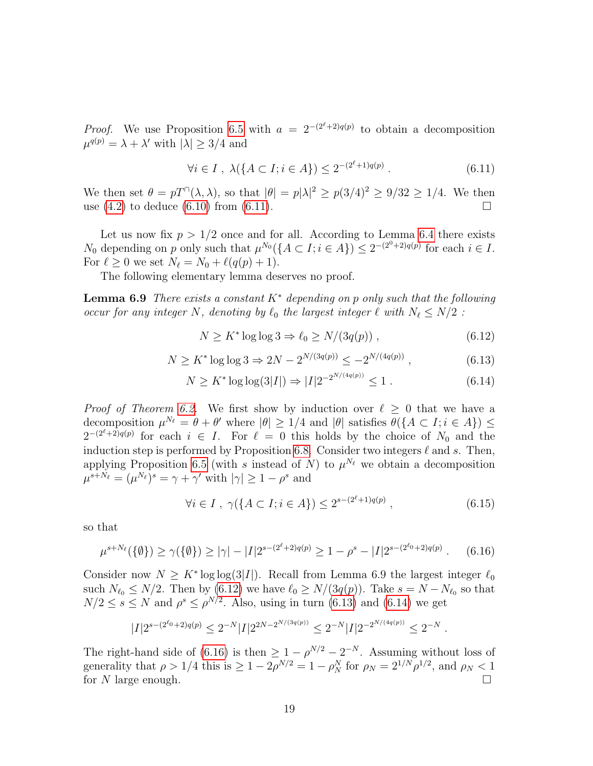*Proof.* We use Proposition 6.5 with $a = 2^{-(2^\ell+2)q(p)}$ to obtain a decomposition $\mu^{q(p)} = \lambda + \lambda'$ with $|\lambda| \geq 3/4$ and

$$\forall i \in I\ ,\ \lambda(\{A \subset I; i \in A\}) \leq 2^{-(2^\ell+1)q(p)}\ . \tag{6.11}$$

We then set $\theta = pT^\cap(\lambda,\lambda)$, so that $|\theta| = p|\lambda|^2 \geq p(3/4)^2 \geq 9/32 \geq 1/4$. We then use (4.2) to deduce (6.10) from (6.11). $\square$

Let us now fix $p > 1/2$ once and for all. According to Lemma 6.4 there exists $N_0$ depending on $p$ only such that $\mu^{N_0}(\{A \subset I; i \in A\}) \leq 2^{-(2^0+2)q(p)}$ for each $i \in I$. For $\ell \geq 0$ we set $N_\ell = N_0 + \ell(q(p)+1)$.

The following elementary lemma deserves no proof.

**Lemma 6.9** *There exists a constant $K^*$ depending on p only such that the following occur for any integer $N$, denoting by $\ell_0$ the largest integer $\ell$ with $N_\ell \leq N/2$ :*

$$N \geq K^* \log\log 3 \Rightarrow \ell_0 \geq N/(3q(p))\ , \tag{6.12}$$

$$N \geq K^* \log\log 3 \Rightarrow 2N - 2^{N/(3q(p))} \leq -2^{N/(4q(p))}\ , \tag{6.13}$$

$$N \geq K^* \log\log(3|I|) \Rightarrow |I|2^{-2^{N/(4q(p))}} \leq 1\ . \tag{6.14}$$

*Proof of Theorem 6.2.* We first show by induction over $\ell \geq 0$ that we have a decomposition $\mu^{N_\ell} = \theta + \theta'$ where $|\theta| \geq 1/4$ and $|\theta|$ satisfies $\theta(\{A \subset I; i \in A\}) \leq 2^{-(2^\ell+2)q(p)}$ for each $i \in I$. For $\ell = 0$ this holds by the choice of $N_0$ and the induction step is performed by Proposition 6.8. Consider two integers $\ell$ and $s$. Then, applying Proposition 6.5 (with $s$ instead of $N$) to $\mu^{N_\ell}$ we obtain a decomposition $\mu^{s+N_\ell} = (\mu^{N_\ell})^s = \gamma + \gamma'$ with $|\gamma| \geq 1 - \rho^s$ and

$$\forall i \in I\ ,\ \gamma(\{A \subset I; i \in A\}) \leq 2^{s-(2^\ell+1)q(p)}\ , \tag{6.15}$$

so that

$$\mu^{s+N_\ell}(\{\emptyset\}) \geq \gamma(\{\emptyset\}) \geq |\gamma| - |I|2^{s-(2^\ell+2)q(p)} \geq 1 - \rho^s - |I|2^{s-(2^{\ell_0}+2)q(p)}\ . \tag{6.16}$$

Consider now $N \geq K^* \log\log(3|I|)$. Recall from Lemma 6.9 the largest integer $\ell_0$ such $N_{\ell_0} \leq N/2$. Then by (6.12) we have $\ell_0 \geq N/(3q(p))$. Take $s = N - N_{\ell_0}$ so that $N/2 \leq s \leq N$ and $\rho^s \leq \rho^{N/2}$. Also, using in turn (6.13) and (6.14) we get

$$|I|2^{s-(2^{\ell_0}+2)q(p)} \leq 2^{-N}|I|2^{2N-2^{N/(3q(p))}} \leq 2^{-N}|I|2^{-2^{N/(4q(p))}} \leq 2^{-N}\ .$$

The right-hand side of (6.16) is then $\geq 1 - \rho^{N/2} - 2^{-N}$. Assuming without loss of generality that $\rho > 1/4$ this is $\geq 1 - 2\rho^{N/2} = 1 - \rho_N^N$ for $\rho_N = 2^{1/N}\rho^{1/2}$, and $\rho_N < 1$ for $N$ large enough. $\square$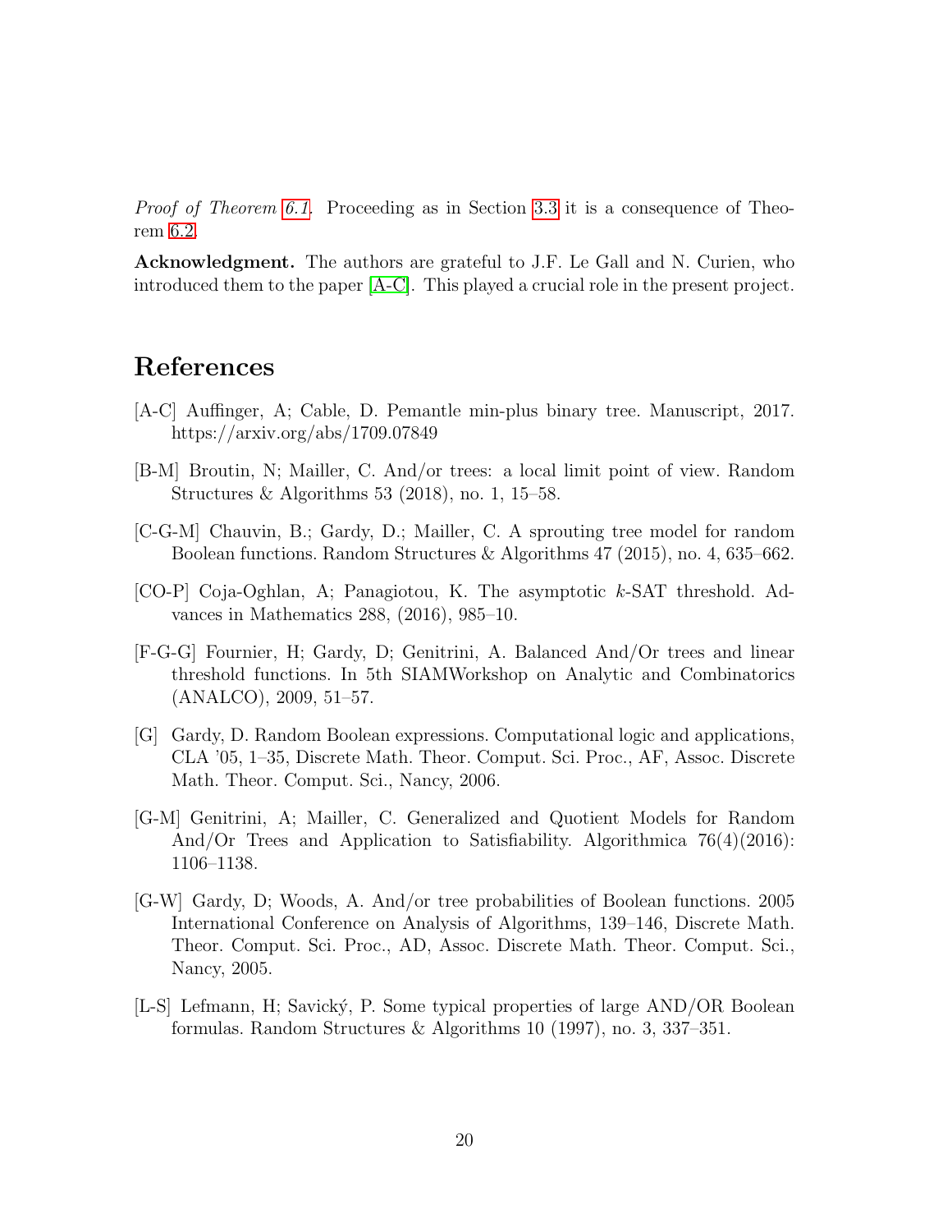*Proof of Theorem 6.1.* Proceeding as in Section 3.3 it is a consequence of Theorem 6.2.

**Acknowledgment.** The authors are grateful to J.F. Le Gall and N. Curien, who introduced them to the paper [A-C]. This played a crucial role in the present project.

# References

[A-C] Auffinger, A; Cable, D. Pemantle min-plus binary tree. Manuscript, 2017. https://arxiv.org/abs/1709.07849

[B-M] Broutin, N; Mailler, C. And/or trees: a local limit point of view. Random Structures & Algorithms 53 (2018), no. 1, 15–58.

[C-G-M] Chauvin, B.; Gardy, D.; Mailler, C. A sprouting tree model for random Boolean functions. Random Structures & Algorithms 47 (2015), no. 4, 635–662.

[CO-P] Coja-Oghlan, A; Panagiotou, K. The asymptotic $k$-SAT threshold. Advances in Mathematics 288, (2016), 985–10.

[F-G-G] Fournier, H; Gardy, D; Genitrini, A. Balanced And/Or trees and linear threshold functions. In 5th SIAMWorkshop on Analytic and Combinatorics (ANALCO), 2009, 51–57.

[G] Gardy, D. Random Boolean expressions. Computational logic and applications, CLA '05, 1–35, Discrete Math. Theor. Comput. Sci. Proc., AF, Assoc. Discrete Math. Theor. Comput. Sci., Nancy, 2006.

[G-M] Genitrini, A; Mailler, C. Generalized and Quotient Models for Random And/Or Trees and Application to Satisfiability. Algorithmica 76(4)(2016): 1106–1138.

[G-W] Gardy, D; Woods, A. And/or tree probabilities of Boolean functions. 2005 International Conference on Analysis of Algorithms, 139–146, Discrete Math. Theor. Comput. Sci. Proc., AD, Assoc. Discrete Math. Theor. Comput. Sci., Nancy, 2005.

[L-S] Lefmann, H; Savický, P. Some typical properties of large AND/OR Boolean formulas. Random Structures & Algorithms 10 (1997), no. 3, 337–351.